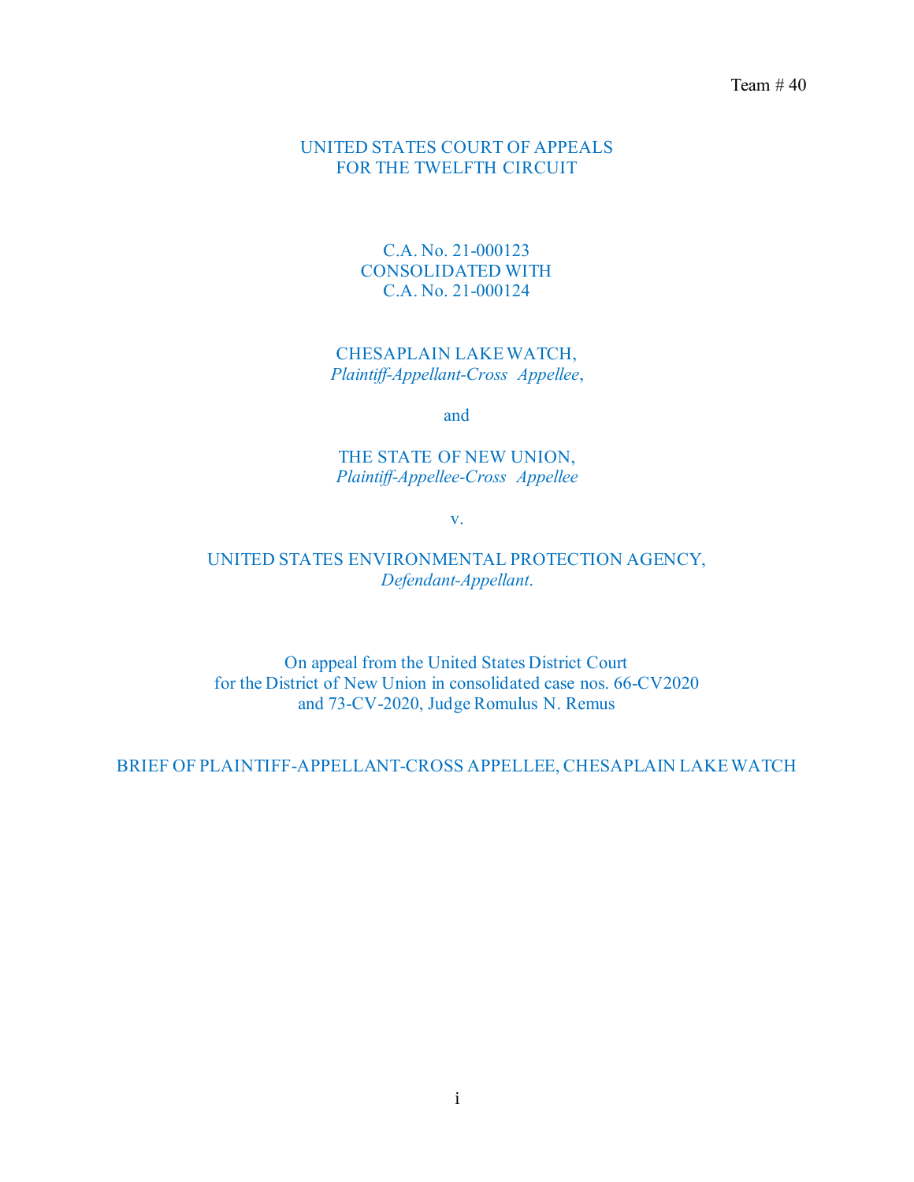Team # 40

UNITED STATES COURT OF APPEALS
FOR THE TWELFTH CIRCUIT

C.A. No. 21-000123
CONSOLIDATED WITH
C.A. No. 21-000124

CHESAPLAIN LAKE WATCH,
*Plaintiff-Appellant-Cross Appellee*,

and

THE STATE OF NEW UNION,
*Plaintiff-Appellee-Cross Appellee*

v.

UNITED STATES ENVIRONMENTAL PROTECTION AGENCY,
*Defendant-Appellant*.

On appeal from the United States District Court
for the District of New Union in consolidated case nos. 66-CV2020
and 73-CV-2020, Judge Romulus N. Remus

BRIEF OF PLAINTIFF-APPELLANT-CROSS APPELLEE, CHESAPLAIN LAKE WATCH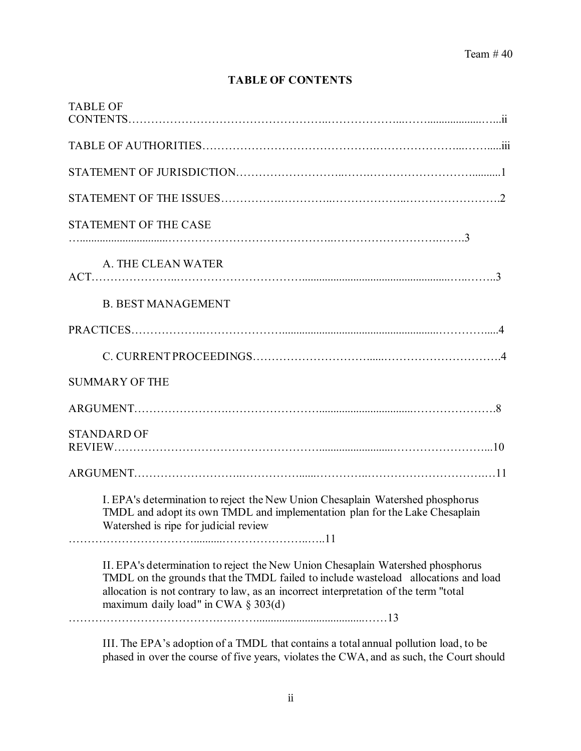**TABLE OF CONTENTS**

TABLE OF CONTENTS……………………………………………..………………...……..................…..ii

TABLE OF AUTHORITIES……………………………………….…………………...…….....iii

STATEMENT OF JURISDICTION………………………..…….……………………………..........1

STATEMENT OF THE ISSUES…………….…………..………………..…………………….2

STATEMENT OF THE CASE ….............................……………………………………..……………………….…….3

A. THE CLEAN WATER ACT…………………..……………………………..................................................…..……..3

B. BEST MANAGEMENT PRACTICES……………….………………….........................................................…………......4

C. CURRENT PROCEEDINGS…………………………......…………………………….4

SUMMARY OF THE ARGUMENT……………………….…………………….................................…………………..8

STANDARD OF REVIEW……………………………………………….........................……………………...10

ARGUMENT……………………..……………......…………..……………………………..…11

I. EPA's determination to reject the New Union Chesaplain Watershed phosphorus TMDL and adopt its own TMDL and implementation plan for the Lake Chesaplain Watershed is ripe for judicial review ……………………………..........……………………..…..11

II. EPA's determination to reject the New Union Chesaplain Watershed phosphorus TMDL on the grounds that the TMDL failed to include wasteload allocations and load allocation is not contrary to law, as an incorrect interpretation of the term "total maximum daily load" in CWA § 303(d) …………………………………..….…........................................……13

III. The EPA's adoption of a TMDL that contains a total annual pollution load, to be phased in over the course of five years, violates the CWA, and as such, the Court should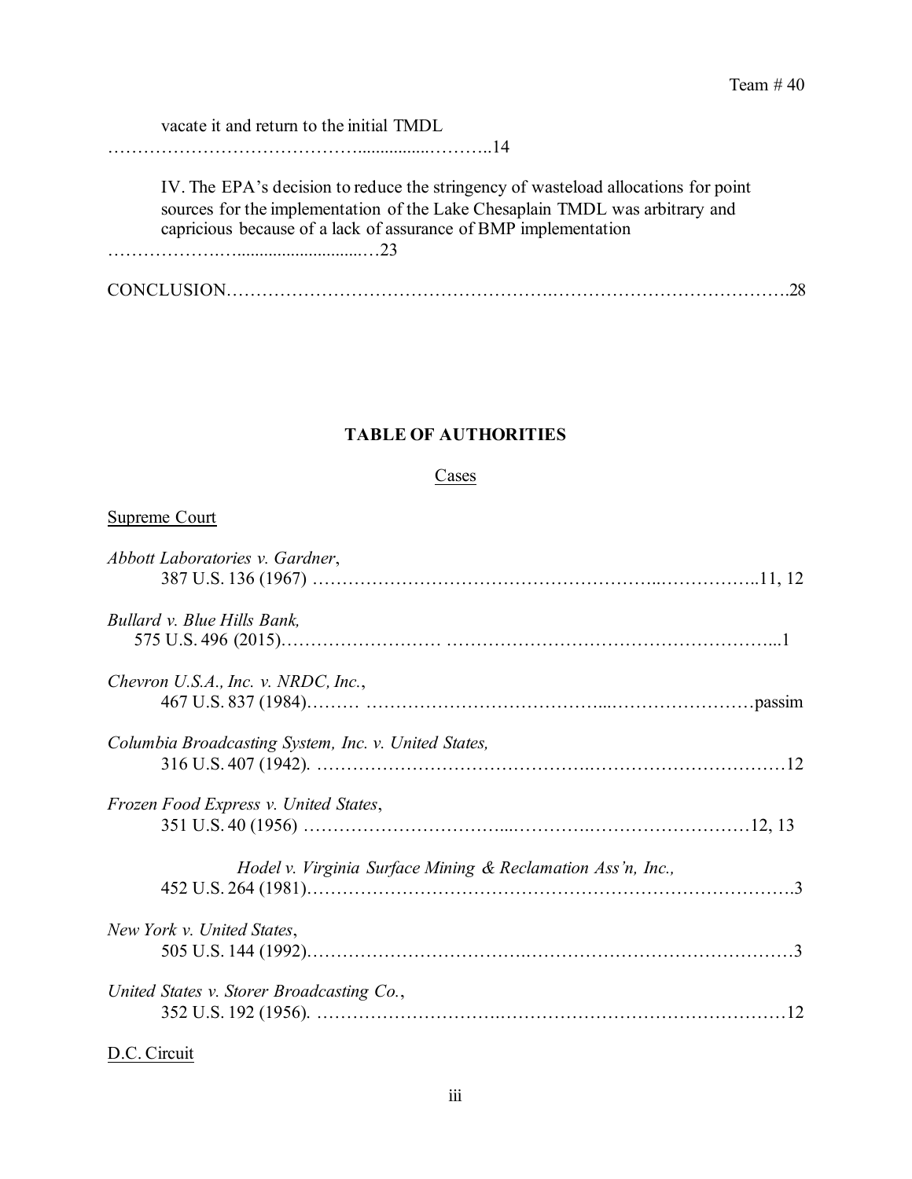vacate it and return to the initial TMDL ……………………………………................………..14

IV. The EPA's decision to reduce the stringency of wasteload allocations for point sources for the implementation of the Lake Chesaplain TMDL was arbitrary and capricious because of a lack of assurance of BMP implementation ………………….….........................…23

CONCLUSION…………………………………………….…………………………………..28

## TABLE OF AUTHORITIES

Cases

Supreme Court

*Abbott Laboratories v. Gardner*, 387 U.S. 136 (1967) ……………………………………………………..……………..11, 12

*Bullard v. Blue Hills Bank,* 575 U.S. 496 (2015)……………………… ………………………………………………...1

*Chevron U.S.A., Inc. v. NRDC, Inc.*, 467 U.S. 837 (1984)……… …………………………………...……………………passim

*Columbia Broadcasting System, Inc. v. United States,* 316 U.S. 407 (1942). ……………………………………….……………………………12

*Frozen Food Express v. United States*, 351 U.S. 40 (1956) …………………………....………….……………………12, 13

*Hodel v. Virginia Surface Mining & Reclamation Ass'n, Inc.,* 452 U.S. 264 (1981)……………………………………………………………………….3

*New York v. United States*, 505 U.S. 144 (1992)……………………………….………………………………………3

*United States v. Storer Broadcasting Co.*, 352 U.S. 192 (1956). ………………………….……………………………………………12

D.C. Circuit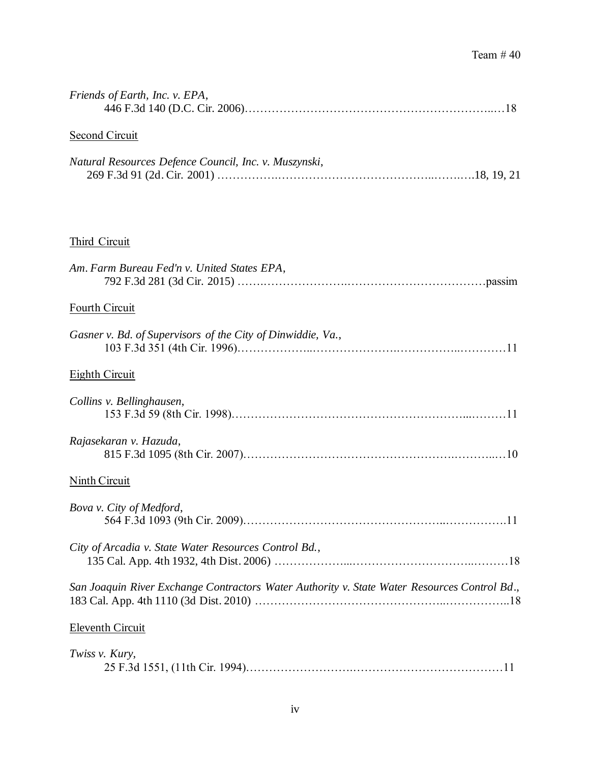*Friends of Earth, Inc. v. EPA*,
446 F.3d 140 (D.C. Cir. 2006)……………………………………………………………..…18

Second Circuit

*Natural Resources Defence Council, Inc. v. Muszynski*,
269 F.3d 91 (2d. Cir. 2001) …………….…………………………………..…….….18, 19, 21

Third Circuit

*Am. Farm Bureau Fed'n v. United States EPA*,
792 F.3d 281 (3d Cir. 2015) …….…………………….………………………………passim

Fourth Circuit

*Gasner v. Bd. of Supervisors of the City of Dinwiddie, Va.*,
103 F.3d 351 (4th Cir. 1996)………………..…………………….……………..…………11

Eighth Circuit

*Collins v. Bellinghausen*,
153 F.3d 59 (8th Cir. 1998)…………………………………………………...………11

*Rajasekaran v. Hazuda*,
815 F.3d 1095 (8th Cir. 2007)……………………….…………………….………..…10

Ninth Circuit

*Bova v. City of Medford*,
564 F.3d 1093 (9th Cir. 2009)…………………………………………..…………….11

*City of Arcadia v. State Water Resources Control Bd.*,
135 Cal. App. 4th 1932, 4th Dist. 2006) ………………...…………………………...………18

*San Joaquin River Exchange Contractors Water Authority v. State Water Resources Control Bd*.,
183 Cal. App. 4th 1110 (3d Dist. 2010) ……………………………………..……………..18

Eleventh Circuit

*Twiss v. Kury*,
25 F.3d 1551, (11th Cir. 1994)………………………..…………………………………11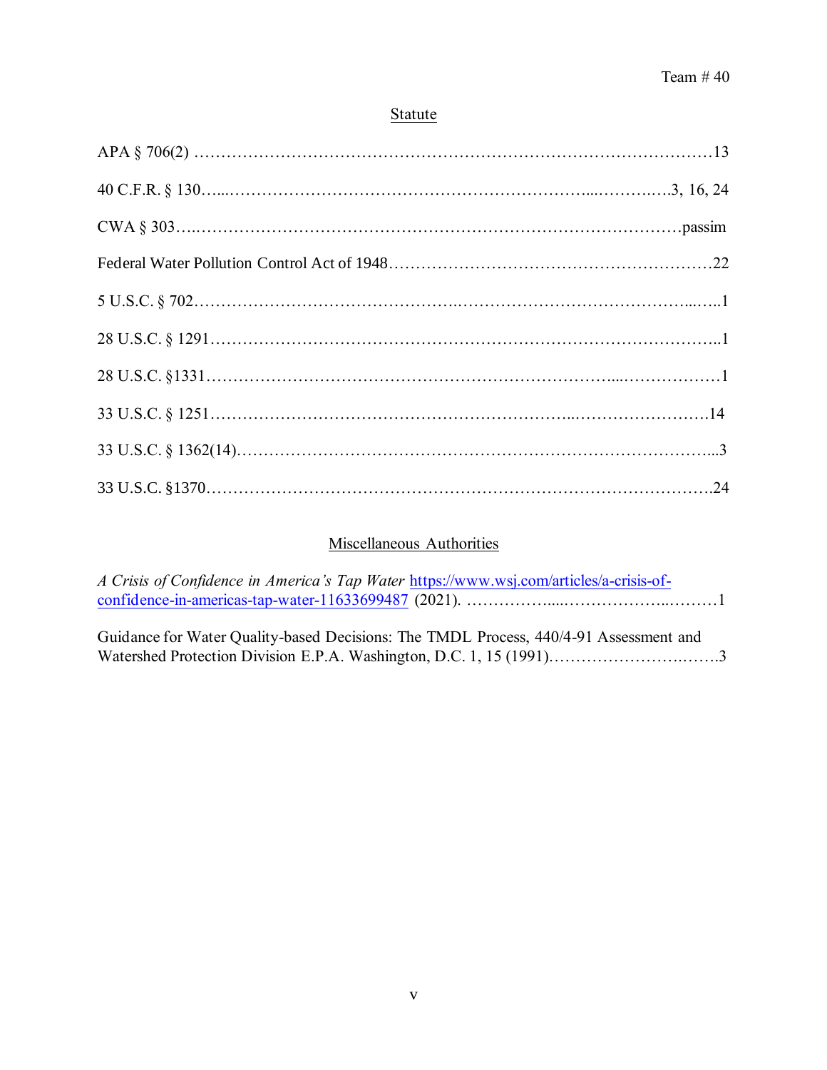## Statute

APA § 706(2) ……………………………………………………………………………………13

40 C.F.R. § 130…...…………………………………………………………...……….….3, 16, 24

CWA § 303….……………………………………………………………………………passim

Federal Water Pollution Control Act of 1948…………………………………………………22

5 U.S.C. § 702……………………………………….…………………………………...…..1

28 U.S.C. § 1291……………………………………………………………………………..1

28 U.S.C. §1331…………………………………………………………….....………………1

33 U.S.C. § 1251………………………………………………………...…………………….14

33 U.S.C. § 1362(14)…………………………………………………………………………...3

33 U.S.C. §1370………………………………………………………………………………24

## Miscellaneous Authorities

*A Crisis of Confidence in America's Tap Water* https://www.wsj.com/articles/a-crisis-of-confidence-in-americas-tap-water-11633699487 (2021). ……………....……………….………1

Guidance for Water Quality-based Decisions: The TMDL Process, 440/4-91 Assessment and Watershed Protection Division E.P.A. Washington, D.C. 1, 15 (1991)………………….…….3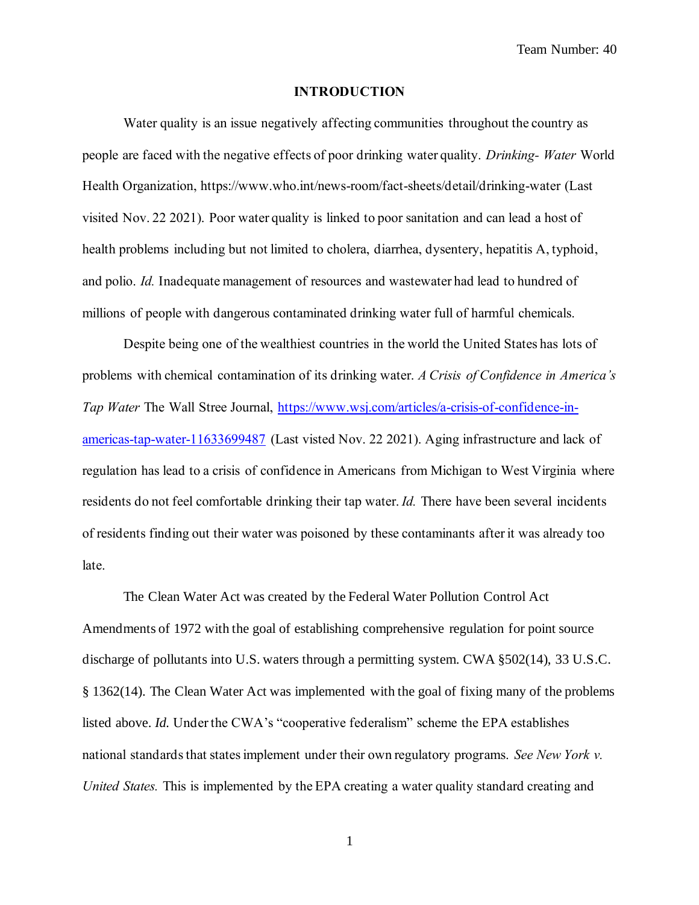## INTRODUCTION

Water quality is an issue negatively affecting communities throughout the country as people are faced with the negative effects of poor drinking water quality. *Drinking- Water* World Health Organization, https://www.who.int/news-room/fact-sheets/detail/drinking-water (Last visited Nov. 22 2021). Poor water quality is linked to poor sanitation and can lead a host of health problems including but not limited to cholera, diarrhea, dysentery, hepatitis A, typhoid, and polio. *Id.* Inadequate management of resources and wastewater had lead to hundred of millions of people with dangerous contaminated drinking water full of harmful chemicals.

Despite being one of the wealthiest countries in the world the United States has lots of problems with chemical contamination of its drinking water. *A Crisis of Confidence in America's Tap Water* The Wall Stree Journal, https://www.wsj.com/articles/a-crisis-of-confidence-in-americas-tap-water-11633699487 (Last visted Nov. 22 2021). Aging infrastructure and lack of regulation has lead to a crisis of confidence in Americans from Michigan to West Virginia where residents do not feel comfortable drinking their tap water. *Id.* There have been several incidents of residents finding out their water was poisoned by these contaminants after it was already too late.

The Clean Water Act was created by the Federal Water Pollution Control Act Amendments of 1972 with the goal of establishing comprehensive regulation for point source discharge of pollutants into U.S. waters through a permitting system. CWA §502(14), 33 U.S.C. § 1362(14). The Clean Water Act was implemented with the goal of fixing many of the problems listed above. *Id.* Under the CWA's "cooperative federalism" scheme the EPA establishes national standards that states implement under their own regulatory programs. *See New York v. United States.* This is implemented by the EPA creating a water quality standard creating and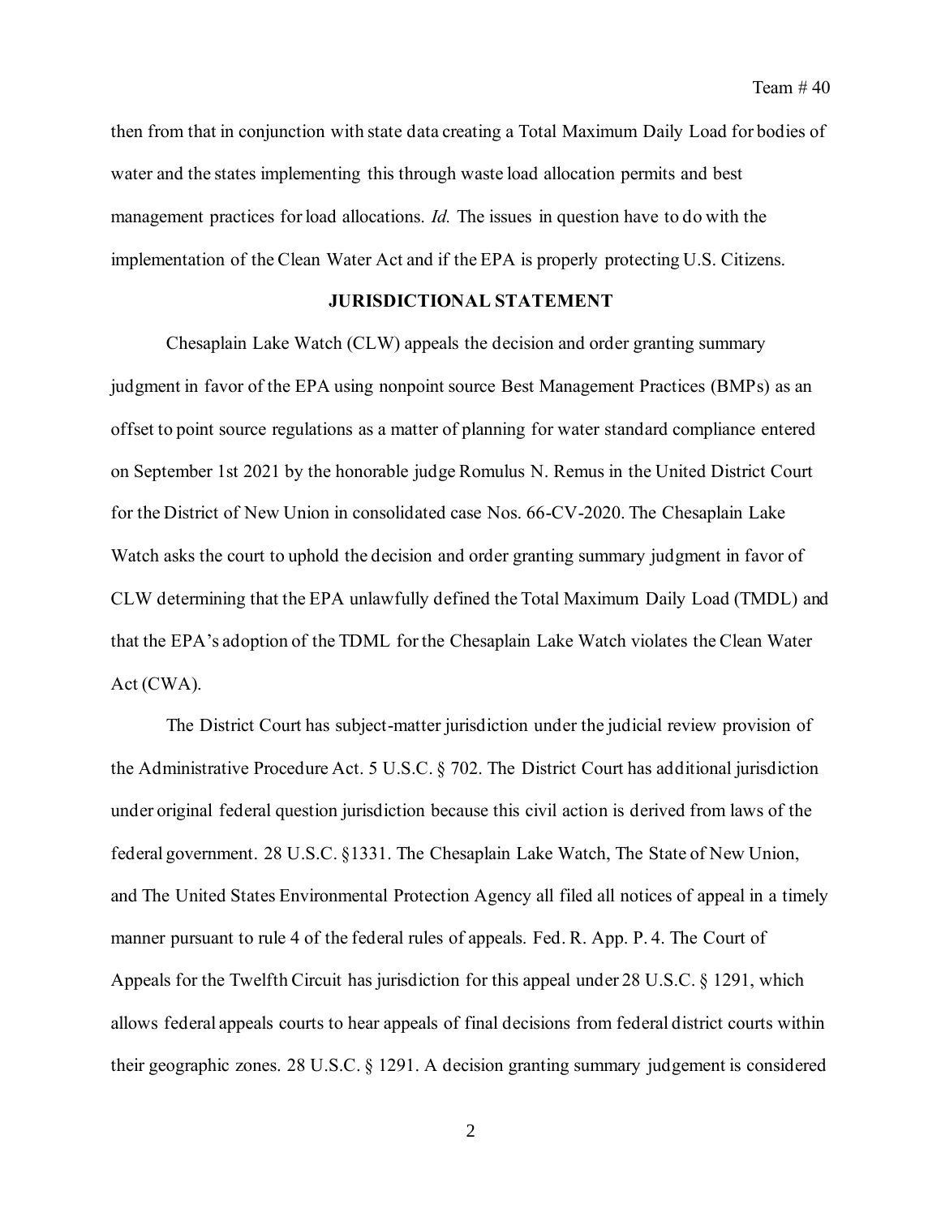then from that in conjunction with state data creating a Total Maximum Daily Load for bodies of water and the states implementing this through waste load allocation permits and best management practices for load allocations. *Id.* The issues in question have to do with the implementation of the Clean Water Act and if the EPA is properly protecting U.S. Citizens.

## JURISDICTIONAL STATEMENT

Chesaplain Lake Watch (CLW) appeals the decision and order granting summary judgment in favor of the EPA using nonpoint source Best Management Practices (BMPs) as an offset to point source regulations as a matter of planning for water standard compliance entered on September 1st 2021 by the honorable judge Romulus N. Remus in the United District Court for the District of New Union in consolidated case Nos. 66-CV-2020. The Chesaplain Lake Watch asks the court to uphold the decision and order granting summary judgment in favor of CLW determining that the EPA unlawfully defined the Total Maximum Daily Load (TMDL) and that the EPA's adoption of the TDML for the Chesaplain Lake Watch violates the Clean Water Act (CWA).

The District Court has subject-matter jurisdiction under the judicial review provision of the Administrative Procedure Act. 5 U.S.C. § 702. The District Court has additional jurisdiction under original federal question jurisdiction because this civil action is derived from laws of the federal government. 28 U.S.C. §1331. The Chesaplain Lake Watch, The State of New Union, and The United States Environmental Protection Agency all filed all notices of appeal in a timely manner pursuant to rule 4 of the federal rules of appeals. Fed. R. App. P. 4. The Court of Appeals for the Twelfth Circuit has jurisdiction for this appeal under 28 U.S.C. § 1291, which allows federal appeals courts to hear appeals of final decisions from federal district courts within their geographic zones. 28 U.S.C. § 1291. A decision granting summary judgement is considered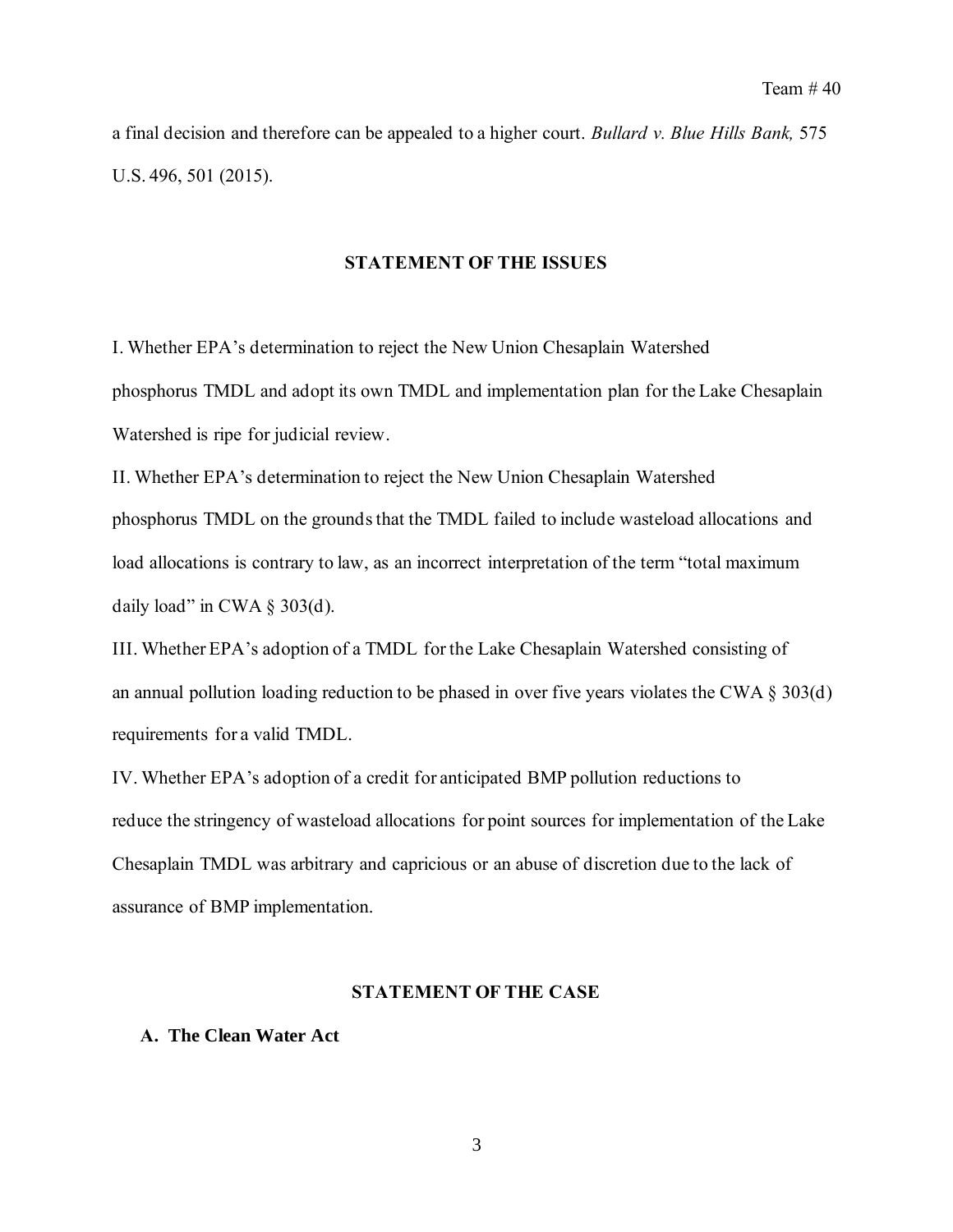a final decision and therefore can be appealed to a higher court. *Bullard v. Blue Hills Bank,* 575 U.S. 496, 501 (2015).

## STATEMENT OF THE ISSUES

I. Whether EPA's determination to reject the New Union Chesaplain Watershed phosphorus TMDL and adopt its own TMDL and implementation plan for the Lake Chesaplain Watershed is ripe for judicial review.

II. Whether EPA's determination to reject the New Union Chesaplain Watershed phosphorus TMDL on the grounds that the TMDL failed to include wasteload allocations and load allocations is contrary to law, as an incorrect interpretation of the term "total maximum daily load" in CWA § 303(d).

III. Whether EPA's adoption of a TMDL for the Lake Chesaplain Watershed consisting of an annual pollution loading reduction to be phased in over five years violates the CWA § 303(d) requirements for a valid TMDL.

IV. Whether EPA's adoption of a credit for anticipated BMP pollution reductions to reduce the stringency of wasteload allocations for point sources for implementation of the Lake Chesaplain TMDL was arbitrary and capricious or an abuse of discretion due to the lack of assurance of BMP implementation.

## STATEMENT OF THE CASE

### A. The Clean Water Act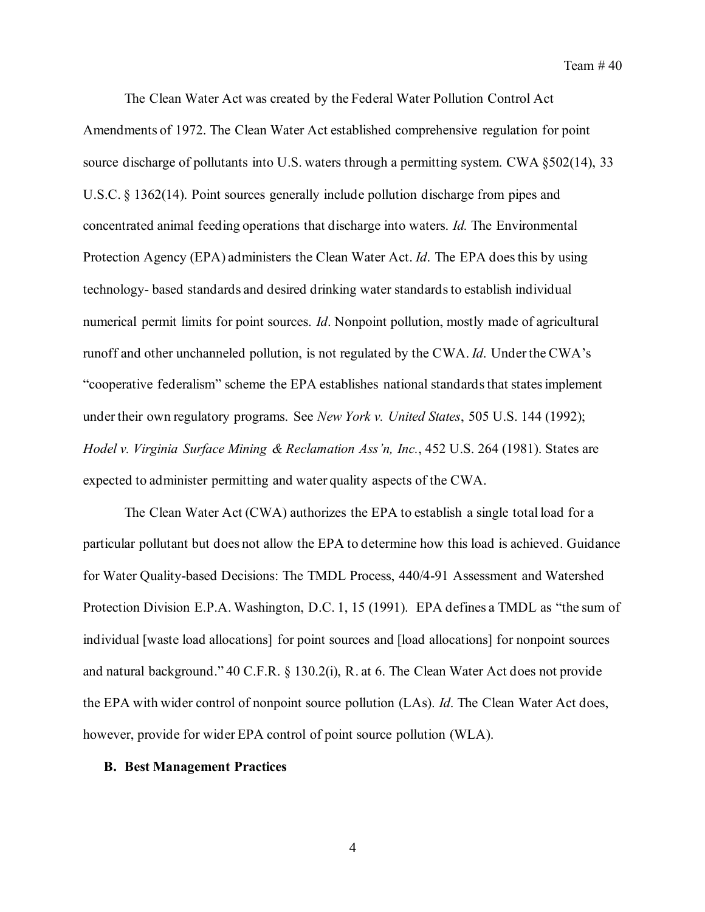The Clean Water Act was created by the Federal Water Pollution Control Act Amendments of 1972. The Clean Water Act established comprehensive regulation for point source discharge of pollutants into U.S. waters through a permitting system. CWA §502(14), 33 U.S.C. § 1362(14). Point sources generally include pollution discharge from pipes and concentrated animal feeding operations that discharge into waters. *Id.* The Environmental Protection Agency (EPA) administers the Clean Water Act. *Id*. The EPA does this by using technology- based standards and desired drinking water standards to establish individual numerical permit limits for point sources. *Id*. Nonpoint pollution, mostly made of agricultural runoff and other unchanneled pollution, is not regulated by the CWA. *Id*. Under the CWA's "cooperative federalism" scheme the EPA establishes national standards that states implement under their own regulatory programs. See *New York v. United States*, 505 U.S. 144 (1992); *Hodel v. Virginia Surface Mining & Reclamation Ass'n, Inc.*, 452 U.S. 264 (1981). States are expected to administer permitting and water quality aspects of the CWA.

The Clean Water Act (CWA) authorizes the EPA to establish a single total load for a particular pollutant but does not allow the EPA to determine how this load is achieved. Guidance for Water Quality-based Decisions: The TMDL Process, 440/4-91 Assessment and Watershed Protection Division E.P.A. Washington, D.C. 1, 15 (1991). EPA defines a TMDL as "the sum of individual [waste load allocations] for point sources and [load allocations] for nonpoint sources and natural background." 40 C.F.R. § 130.2(i), R. at 6. The Clean Water Act does not provide the EPA with wider control of nonpoint source pollution (LAs). *Id*. The Clean Water Act does, however, provide for wider EPA control of point source pollution (WLA).

### B. Best Management Practices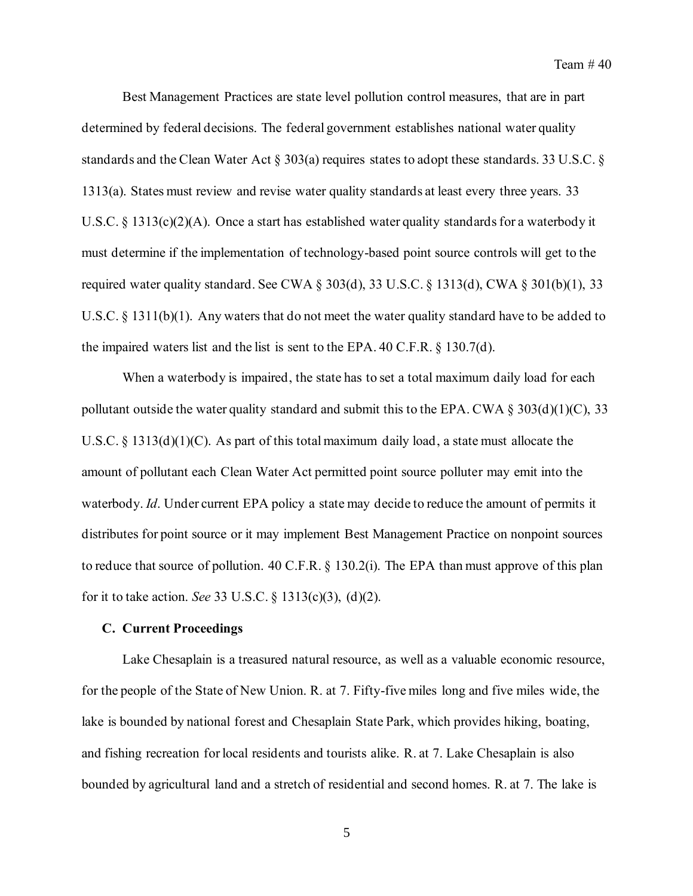Best Management Practices are state level pollution control measures, that are in part determined by federal decisions. The federal government establishes national water quality standards and the Clean Water Act § 303(a) requires states to adopt these standards. 33 U.S.C. § 1313(a). States must review and revise water quality standards at least every three years. 33 U.S.C. § 1313(c)(2)(A). Once a start has established water quality standards for a waterbody it must determine if the implementation of technology-based point source controls will get to the required water quality standard. See CWA § 303(d), 33 U.S.C. § 1313(d), CWA § 301(b)(1), 33 U.S.C. § 1311(b)(1). Any waters that do not meet the water quality standard have to be added to the impaired waters list and the list is sent to the EPA. 40 C.F.R. § 130.7(d).

When a waterbody is impaired, the state has to set a total maximum daily load for each pollutant outside the water quality standard and submit this to the EPA. CWA § 303(d)(1)(C), 33 U.S.C. § 1313(d)(1)(C). As part of this total maximum daily load, a state must allocate the amount of pollutant each Clean Water Act permitted point source polluter may emit into the waterbody. *Id*. Under current EPA policy a state may decide to reduce the amount of permits it distributes for point source or it may implement Best Management Practice on nonpoint sources to reduce that source of pollution. 40 C.F.R. § 130.2(i). The EPA than must approve of this plan for it to take action. *See* 33 U.S.C. § 1313(c)(3), (d)(2).

### C. Current Proceedings

Lake Chesaplain is a treasured natural resource, as well as a valuable economic resource, for the people of the State of New Union. R. at 7. Fifty-five miles long and five miles wide, the lake is bounded by national forest and Chesaplain State Park, which provides hiking, boating, and fishing recreation for local residents and tourists alike. R. at 7. Lake Chesaplain is also bounded by agricultural land and a stretch of residential and second homes. R. at 7. The lake is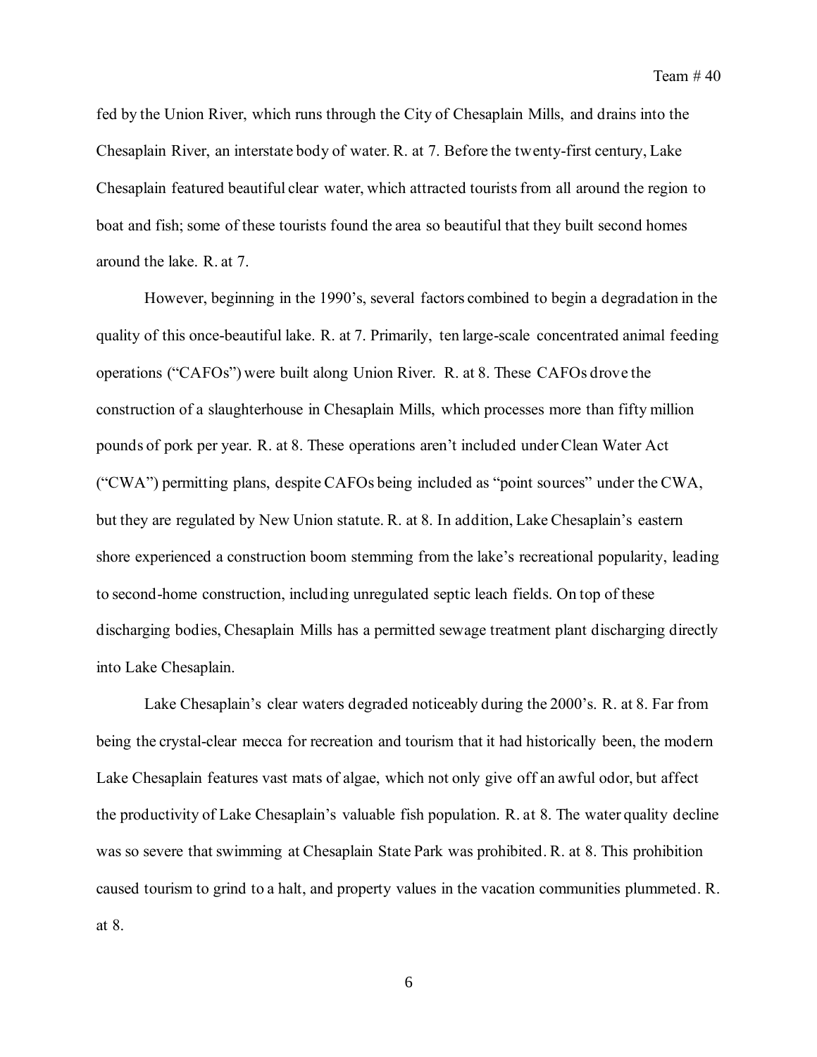fed by the Union River, which runs through the City of Chesaplain Mills, and drains into the Chesaplain River, an interstate body of water. R. at 7. Before the twenty-first century, Lake Chesaplain featured beautiful clear water, which attracted tourists from all around the region to boat and fish; some of these tourists found the area so beautiful that they built second homes around the lake. R. at 7.

However, beginning in the 1990's, several factors combined to begin a degradation in the quality of this once-beautiful lake. R. at 7. Primarily, ten large-scale concentrated animal feeding operations ("CAFOs") were built along Union River. R. at 8. These CAFOs drove the construction of a slaughterhouse in Chesaplain Mills, which processes more than fifty million pounds of pork per year. R. at 8. These operations aren't included under Clean Water Act ("CWA") permitting plans, despite CAFOs being included as "point sources" under the CWA, but they are regulated by New Union statute. R. at 8. In addition, Lake Chesaplain's eastern shore experienced a construction boom stemming from the lake's recreational popularity, leading to second-home construction, including unregulated septic leach fields. On top of these discharging bodies, Chesaplain Mills has a permitted sewage treatment plant discharging directly into Lake Chesaplain.

Lake Chesaplain's clear waters degraded noticeably during the 2000's. R. at 8. Far from being the crystal-clear mecca for recreation and tourism that it had historically been, the modern Lake Chesaplain features vast mats of algae, which not only give off an awful odor, but affect the productivity of Lake Chesaplain's valuable fish population. R. at 8. The water quality decline was so severe that swimming at Chesaplain State Park was prohibited. R. at 8. This prohibition caused tourism to grind to a halt, and property values in the vacation communities plummeted. R. at 8.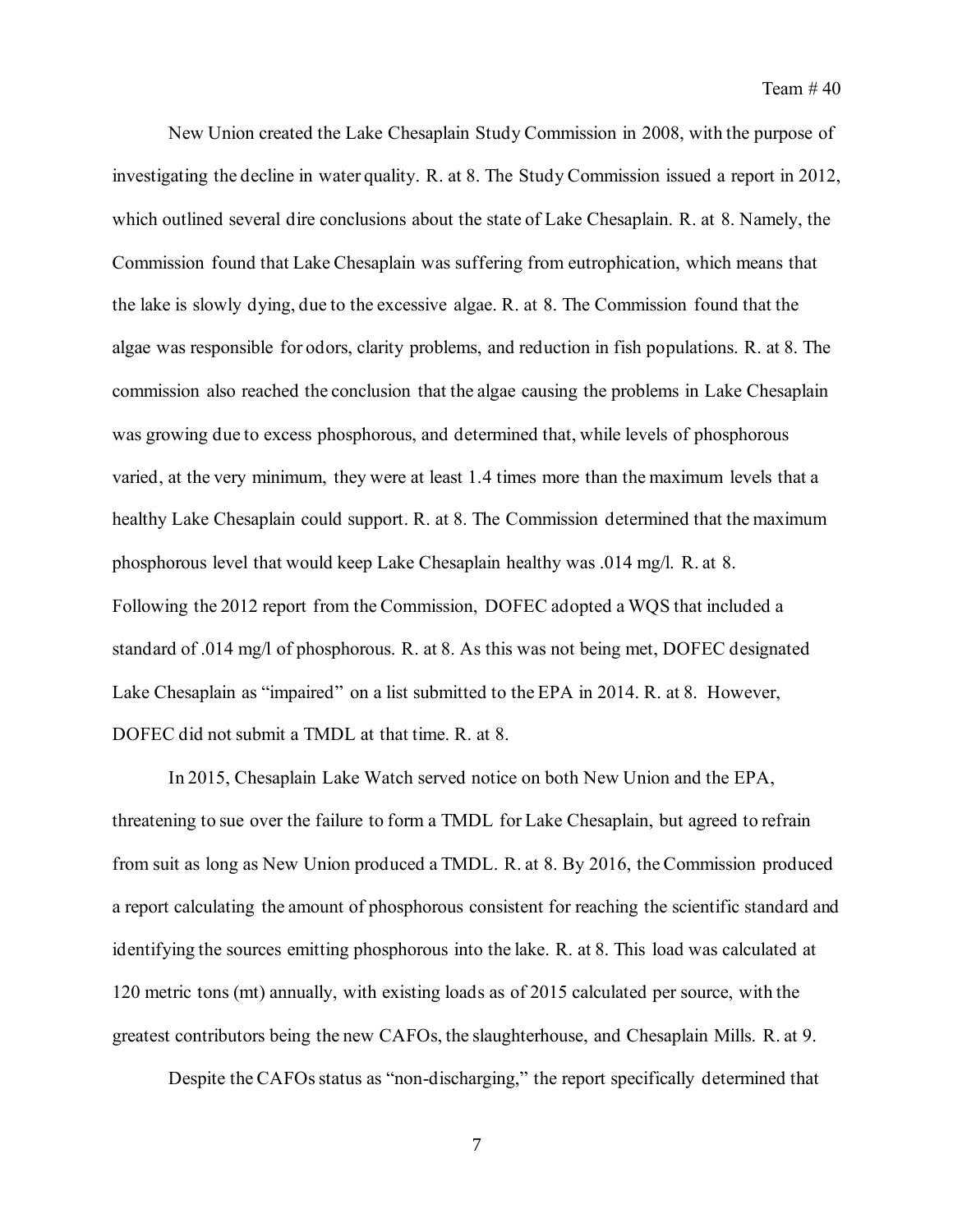New Union created the Lake Chesaplain Study Commission in 2008, with the purpose of investigating the decline in water quality. R. at 8. The Study Commission issued a report in 2012, which outlined several dire conclusions about the state of Lake Chesaplain. R. at 8. Namely, the Commission found that Lake Chesaplain was suffering from eutrophication, which means that the lake is slowly dying, due to the excessive algae. R. at 8. The Commission found that the algae was responsible for odors, clarity problems, and reduction in fish populations. R. at 8. The commission also reached the conclusion that the algae causing the problems in Lake Chesaplain was growing due to excess phosphorous, and determined that, while levels of phosphorous varied, at the very minimum, they were at least 1.4 times more than the maximum levels that a healthy Lake Chesaplain could support. R. at 8. The Commission determined that the maximum phosphorous level that would keep Lake Chesaplain healthy was .014 mg/l. R. at 8. Following the 2012 report from the Commission, DOFEC adopted a WQS that included a standard of .014 mg/l of phosphorous. R. at 8. As this was not being met, DOFEC designated Lake Chesaplain as "impaired" on a list submitted to the EPA in 2014. R. at 8. However, DOFEC did not submit a TMDL at that time. R. at 8.

In 2015, Chesaplain Lake Watch served notice on both New Union and the EPA, threatening to sue over the failure to form a TMDL for Lake Chesaplain, but agreed to refrain from suit as long as New Union produced a TMDL. R. at 8. By 2016, the Commission produced a report calculating the amount of phosphorous consistent for reaching the scientific standard and identifying the sources emitting phosphorous into the lake. R. at 8. This load was calculated at 120 metric tons (mt) annually, with existing loads as of 2015 calculated per source, with the greatest contributors being the new CAFOs, the slaughterhouse, and Chesaplain Mills. R. at 9.

Despite the CAFOs status as "non-discharging," the report specifically determined that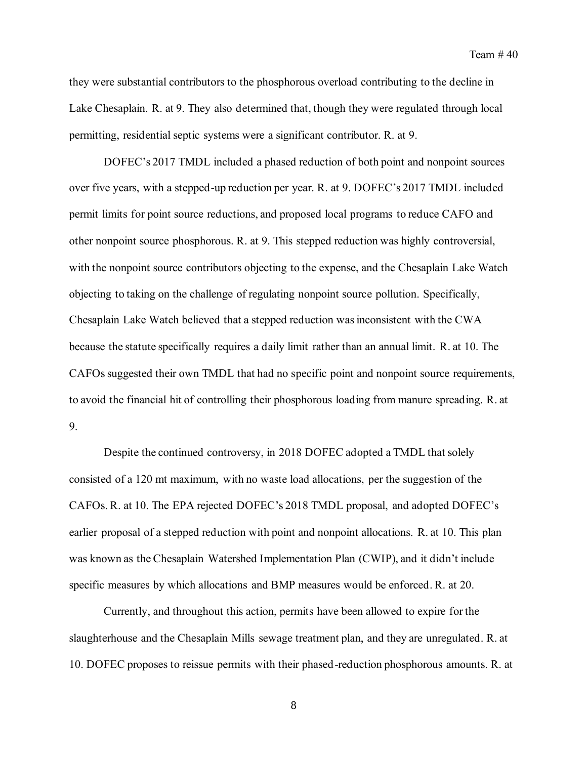they were substantial contributors to the phosphorous overload contributing to the decline in Lake Chesaplain. R. at 9. They also determined that, though they were regulated through local permitting, residential septic systems were a significant contributor. R. at 9.

DOFEC's 2017 TMDL included a phased reduction of both point and nonpoint sources over five years, with a stepped-up reduction per year. R. at 9. DOFEC's 2017 TMDL included permit limits for point source reductions, and proposed local programs to reduce CAFO and other nonpoint source phosphorous. R. at 9. This stepped reduction was highly controversial, with the nonpoint source contributors objecting to the expense, and the Chesaplain Lake Watch objecting to taking on the challenge of regulating nonpoint source pollution. Specifically, Chesaplain Lake Watch believed that a stepped reduction was inconsistent with the CWA because the statute specifically requires a daily limit rather than an annual limit. R. at 10. The CAFOs suggested their own TMDL that had no specific point and nonpoint source requirements, to avoid the financial hit of controlling their phosphorous loading from manure spreading. R. at 9.

Despite the continued controversy, in 2018 DOFEC adopted a TMDL that solely consisted of a 120 mt maximum, with no waste load allocations, per the suggestion of the CAFOs. R. at 10. The EPA rejected DOFEC's 2018 TMDL proposal, and adopted DOFEC's earlier proposal of a stepped reduction with point and nonpoint allocations. R. at 10. This plan was known as the Chesaplain Watershed Implementation Plan (CWIP), and it didn't include specific measures by which allocations and BMP measures would be enforced. R. at 20.

Currently, and throughout this action, permits have been allowed to expire for the slaughterhouse and the Chesaplain Mills sewage treatment plan, and they are unregulated. R. at 10. DOFEC proposes to reissue permits with their phased-reduction phosphorous amounts. R. at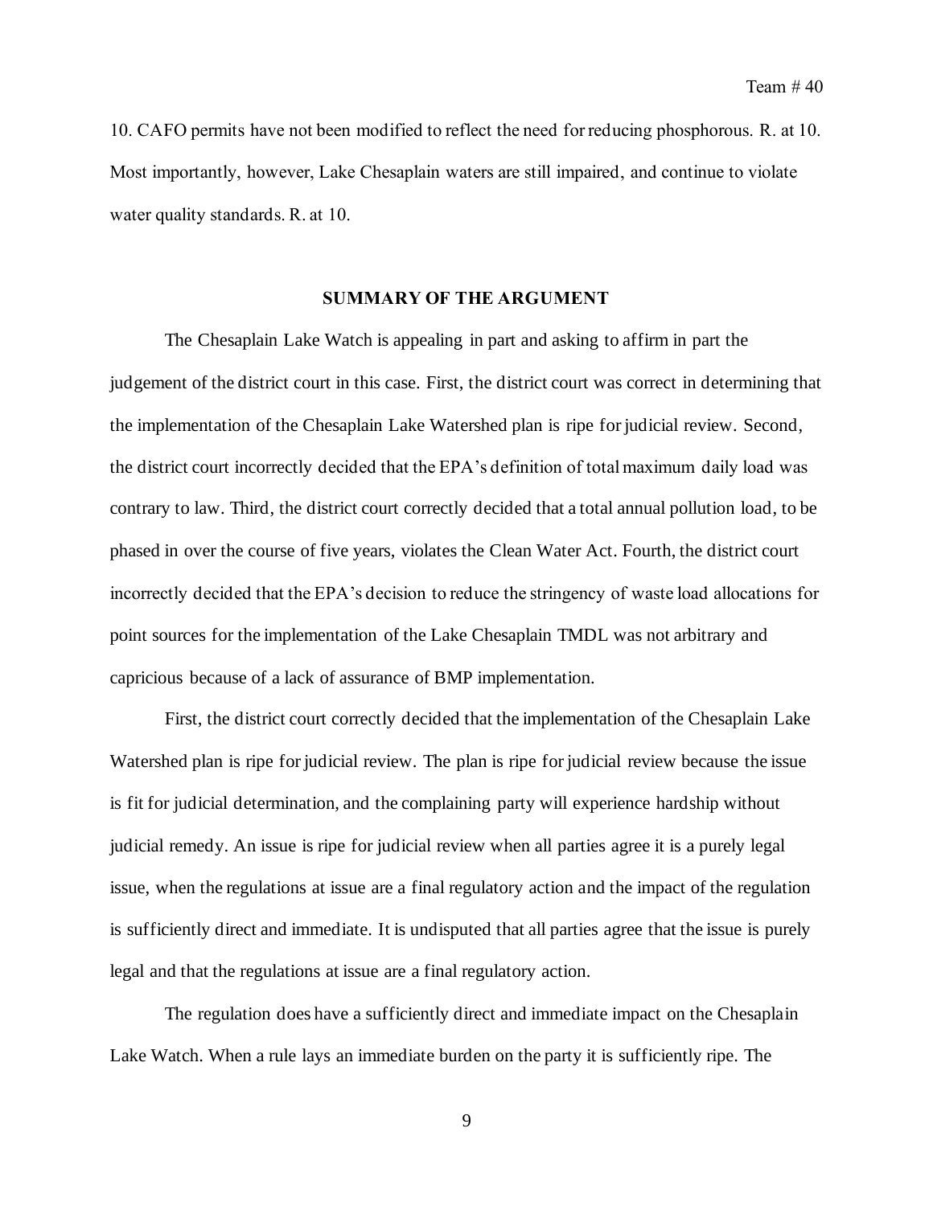10. CAFO permits have not been modified to reflect the need for reducing phosphorous. R. at 10. Most importantly, however, Lake Chesaplain waters are still impaired, and continue to violate water quality standards. R. at 10.

## SUMMARY OF THE ARGUMENT

The Chesaplain Lake Watch is appealing in part and asking to affirm in part the judgement of the district court in this case. First, the district court was correct in determining that the implementation of the Chesaplain Lake Watershed plan is ripe for judicial review. Second, the district court incorrectly decided that the EPA's definition of total maximum daily load was contrary to law. Third, the district court correctly decided that a total annual pollution load, to be phased in over the course of five years, violates the Clean Water Act. Fourth, the district court incorrectly decided that the EPA's decision to reduce the stringency of waste load allocations for point sources for the implementation of the Lake Chesaplain TMDL was not arbitrary and capricious because of a lack of assurance of BMP implementation.

First, the district court correctly decided that the implementation of the Chesaplain Lake Watershed plan is ripe for judicial review. The plan is ripe for judicial review because the issue is fit for judicial determination, and the complaining party will experience hardship without judicial remedy. An issue is ripe for judicial review when all parties agree it is a purely legal issue, when the regulations at issue are a final regulatory action and the impact of the regulation is sufficiently direct and immediate. It is undisputed that all parties agree that the issue is purely legal and that the regulations at issue are a final regulatory action.

The regulation does have a sufficiently direct and immediate impact on the Chesaplain Lake Watch. When a rule lays an immediate burden on the party it is sufficiently ripe. The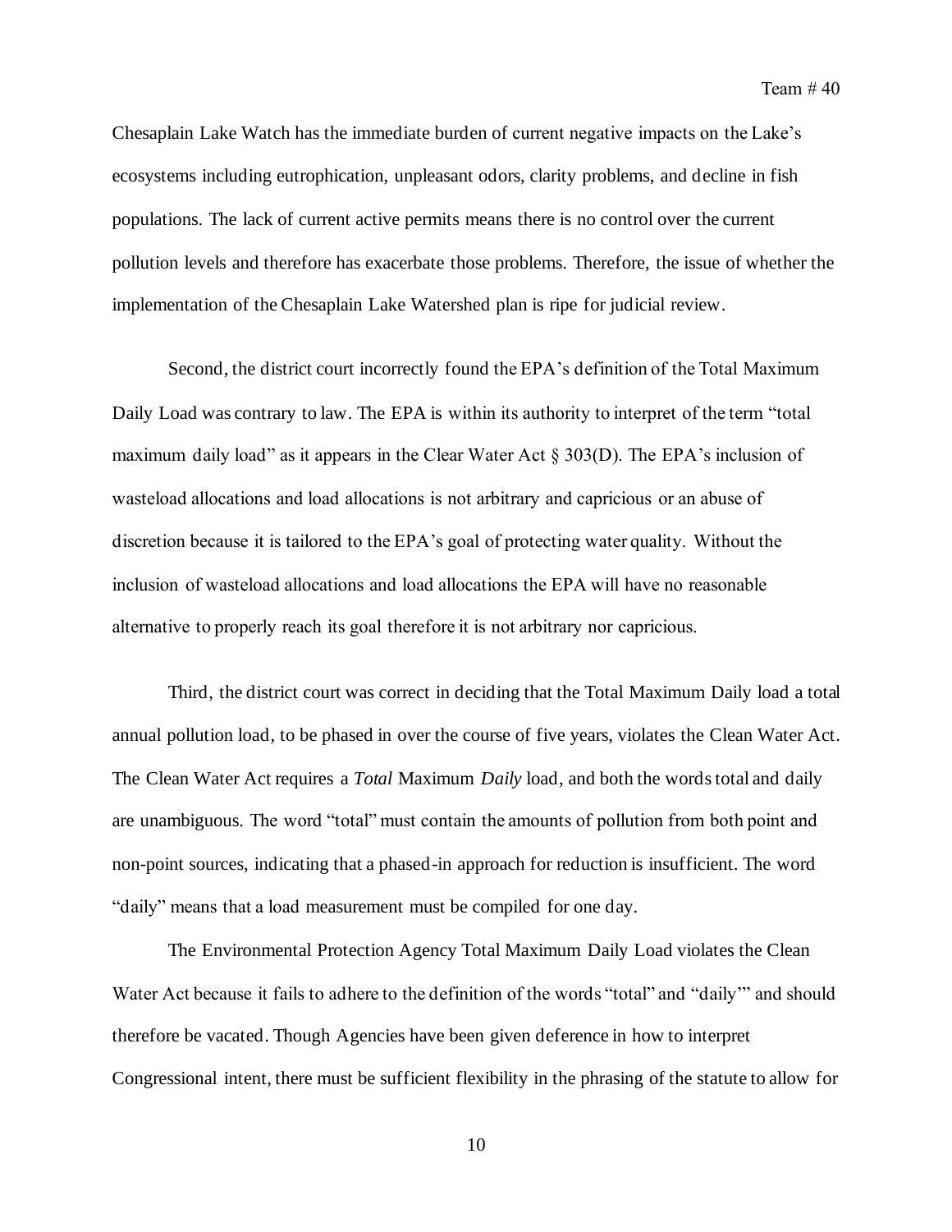Chesaplain Lake Watch has the immediate burden of current negative impacts on the Lake's ecosystems including eutrophication, unpleasant odors, clarity problems, and decline in fish populations. The lack of current active permits means there is no control over the current pollution levels and therefore has exacerbate those problems. Therefore, the issue of whether the implementation of the Chesaplain Lake Watershed plan is ripe for judicial review.

Second, the district court incorrectly found the EPA's definition of the Total Maximum Daily Load was contrary to law. The EPA is within its authority to interpret of the term "total maximum daily load" as it appears in the Clear Water Act § 303(D). The EPA's inclusion of wasteload allocations and load allocations is not arbitrary and capricious or an abuse of discretion because it is tailored to the EPA's goal of protecting water quality. Without the inclusion of wasteload allocations and load allocations the EPA will have no reasonable alternative to properly reach its goal therefore it is not arbitrary nor capricious.

Third, the district court was correct in deciding that the Total Maximum Daily load a total annual pollution load, to be phased in over the course of five years, violates the Clean Water Act. The Clean Water Act requires a *Total* Maximum *Daily* load, and both the words total and daily are unambiguous. The word "total" must contain the amounts of pollution from both point and non-point sources, indicating that a phased-in approach for reduction is insufficient. The word "daily" means that a load measurement must be compiled for one day.

The Environmental Protection Agency Total Maximum Daily Load violates the Clean Water Act because it fails to adhere to the definition of the words "total" and "daily'" and should therefore be vacated. Though Agencies have been given deference in how to interpret Congressional intent, there must be sufficient flexibility in the phrasing of the statute to allow for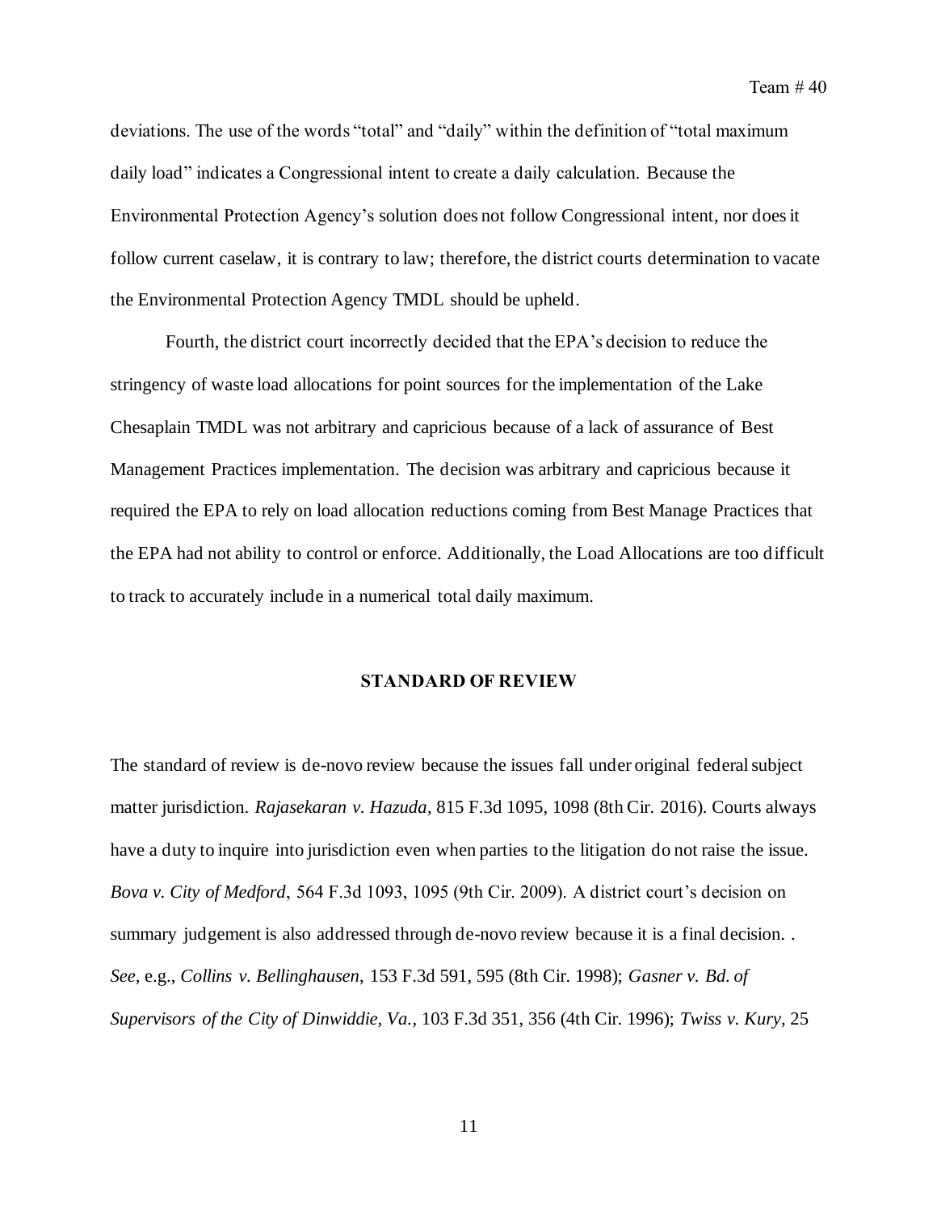deviations. The use of the words "total" and "daily" within the definition of "total maximum daily load" indicates a Congressional intent to create a daily calculation. Because the Environmental Protection Agency's solution does not follow Congressional intent, nor does it follow current caselaw, it is contrary to law; therefore, the district courts determination to vacate the Environmental Protection Agency TMDL should be upheld.

Fourth, the district court incorrectly decided that the EPA's decision to reduce the stringency of waste load allocations for point sources for the implementation of the Lake Chesaplain TMDL was not arbitrary and capricious because of a lack of assurance of Best Management Practices implementation. The decision was arbitrary and capricious because it required the EPA to rely on load allocation reductions coming from Best Manage Practices that the EPA had not ability to control or enforce. Additionally, the Load Allocations are too difficult to track to accurately include in a numerical total daily maximum.

## STANDARD OF REVIEW

The standard of review is de-novo review because the issues fall under original federal subject matter jurisdiction. *Rajasekaran v. Hazuda*, 815 F.3d 1095, 1098 (8th Cir. 2016). Courts always have a duty to inquire into jurisdiction even when parties to the litigation do not raise the issue. *Bova v. City of Medford*, 564 F.3d 1093, 1095 (9th Cir. 2009). A district court's decision on summary judgement is also addressed through de-novo review because it is a final decision. . *See*, e.g., *Collins v. Bellinghausen*, 153 F.3d 591, 595 (8th Cir. 1998); *Gasner v. Bd. of Supervisors of the City of Dinwiddie, Va.*, 103 F.3d 351, 356 (4th Cir. 1996); *Twiss v. Kury*, 25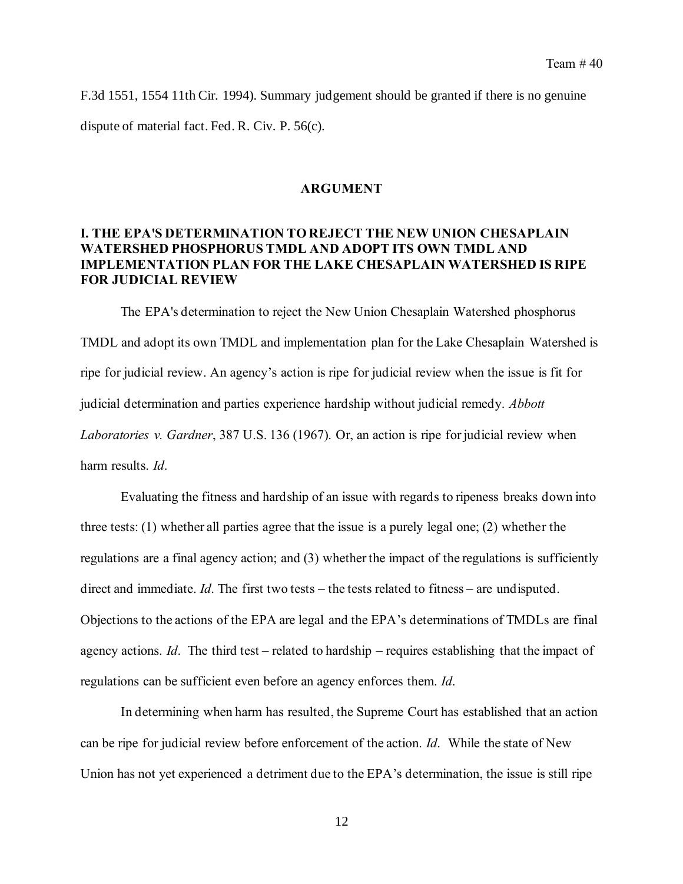F.3d 1551, 1554 11th Cir. 1994). Summary judgement should be granted if there is no genuine dispute of material fact. Fed. R. Civ. P. 56(c).

## ARGUMENT

### I. THE EPA'S DETERMINATION TO REJECT THE NEW UNION CHESAPLAIN WATERSHED PHOSPHORUS TMDL AND ADOPT ITS OWN TMDL AND IMPLEMENTATION PLAN FOR THE LAKE CHESAPLAIN WATERSHED IS RIPE FOR JUDICIAL REVIEW

The EPA's determination to reject the New Union Chesaplain Watershed phosphorus TMDL and adopt its own TMDL and implementation plan for the Lake Chesaplain Watershed is ripe for judicial review. An agency's action is ripe for judicial review when the issue is fit for judicial determination and parties experience hardship without judicial remedy. *Abbott Laboratories v. Gardner*, 387 U.S. 136 (1967). Or, an action is ripe for judicial review when harm results. *Id*.

Evaluating the fitness and hardship of an issue with regards to ripeness breaks down into three tests: (1) whether all parties agree that the issue is a purely legal one; (2) whether the regulations are a final agency action; and (3) whether the impact of the regulations is sufficiently direct and immediate. *Id*. The first two tests – the tests related to fitness – are undisputed. Objections to the actions of the EPA are legal and the EPA's determinations of TMDLs are final agency actions. *Id*. The third test – related to hardship – requires establishing that the impact of regulations can be sufficient even before an agency enforces them. *Id*.

In determining when harm has resulted, the Supreme Court has established that an action can be ripe for judicial review before enforcement of the action. *Id*. While the state of New Union has not yet experienced a detriment due to the EPA's determination, the issue is still ripe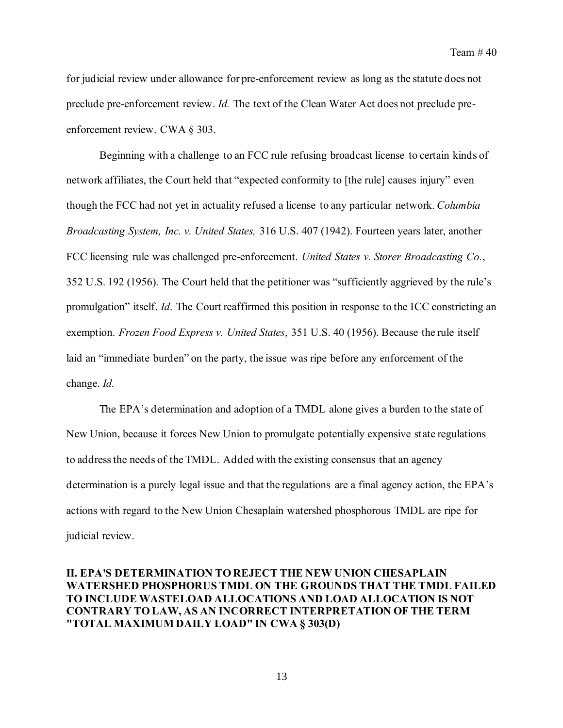for judicial review under allowance for pre-enforcement review as long as the statute does not preclude pre-enforcement review. *Id.* The text of the Clean Water Act does not preclude pre-enforcement review. CWA § 303.

Beginning with a challenge to an FCC rule refusing broadcast license to certain kinds of network affiliates, the Court held that "expected conformity to [the rule] causes injury" even though the FCC had not yet in actuality refused a license to any particular network. *Columbia Broadcasting System, Inc. v. United States,* 316 U.S. 407 (1942). Fourteen years later, another FCC licensing rule was challenged pre-enforcement. *United States v. Storer Broadcasting Co.*, 352 U.S. 192 (1956). The Court held that the petitioner was "sufficiently aggrieved by the rule's promulgation" itself. *Id*. The Court reaffirmed this position in response to the ICC constricting an exemption. *Frozen Food Express v. United States*, 351 U.S. 40 (1956). Because the rule itself laid an "immediate burden" on the party, the issue was ripe before any enforcement of the change. *Id.*

The EPA's determination and adoption of a TMDL alone gives a burden to the state of New Union, because it forces New Union to promulgate potentially expensive state regulations to address the needs of the TMDL. Added with the existing consensus that an agency determination is a purely legal issue and that the regulations are a final agency action, the EPA's actions with regard to the New Union Chesaplain watershed phosphorous TMDL are ripe for judicial review.

## II. EPA'S DETERMINATION TO REJECT THE NEW UNION CHESAPLAIN WATERSHED PHOSPHORUS TMDL ON THE GROUNDS THAT THE TMDL FAILED TO INCLUDE WASTELOAD ALLOCATIONS AND LOAD ALLOCATION IS NOT CONTRARY TO LAW, AS AN INCORRECT INTERPRETATION OF THE TERM "TOTAL MAXIMUM DAILY LOAD" IN CWA § 303(D)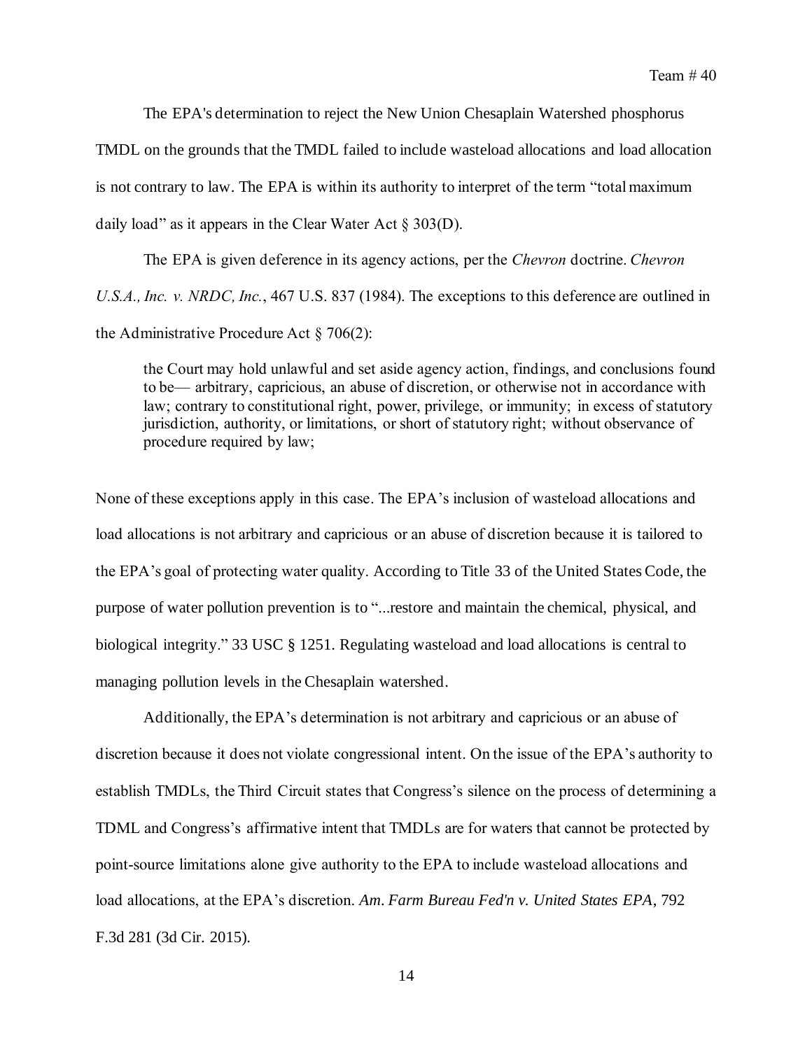The EPA's determination to reject the New Union Chesaplain Watershed phosphorus TMDL on the grounds that the TMDL failed to include wasteload allocations and load allocation is not contrary to law. The EPA is within its authority to interpret of the term "total maximum daily load" as it appears in the Clear Water Act § 303(D).

The EPA is given deference in its agency actions, per the *Chevron* doctrine. *Chevron U.S.A., Inc. v. NRDC, Inc.*, 467 U.S. 837 (1984). The exceptions to this deference are outlined in the Administrative Procedure Act § 706(2):

> the Court may hold unlawful and set aside agency action, findings, and conclusions found to be— arbitrary, capricious, an abuse of discretion, or otherwise not in accordance with law; contrary to constitutional right, power, privilege, or immunity; in excess of statutory jurisdiction, authority, or limitations, or short of statutory right; without observance of procedure required by law;

None of these exceptions apply in this case. The EPA's inclusion of wasteload allocations and load allocations is not arbitrary and capricious or an abuse of discretion because it is tailored to the EPA's goal of protecting water quality. According to Title 33 of the United States Code, the purpose of water pollution prevention is to "...restore and maintain the chemical, physical, and biological integrity." 33 USC § 1251. Regulating wasteload and load allocations is central to managing pollution levels in the Chesaplain watershed.

Additionally, the EPA's determination is not arbitrary and capricious or an abuse of discretion because it does not violate congressional intent. On the issue of the EPA's authority to establish TMDLs, the Third Circuit states that Congress's silence on the process of determining a TDML and Congress's affirmative intent that TMDLs are for waters that cannot be protected by point-source limitations alone give authority to the EPA to include wasteload allocations and load allocations, at the EPA's discretion. *Am. Farm Bureau Fed'n v. United States EPA*, 792 F.3d 281 (3d Cir. 2015).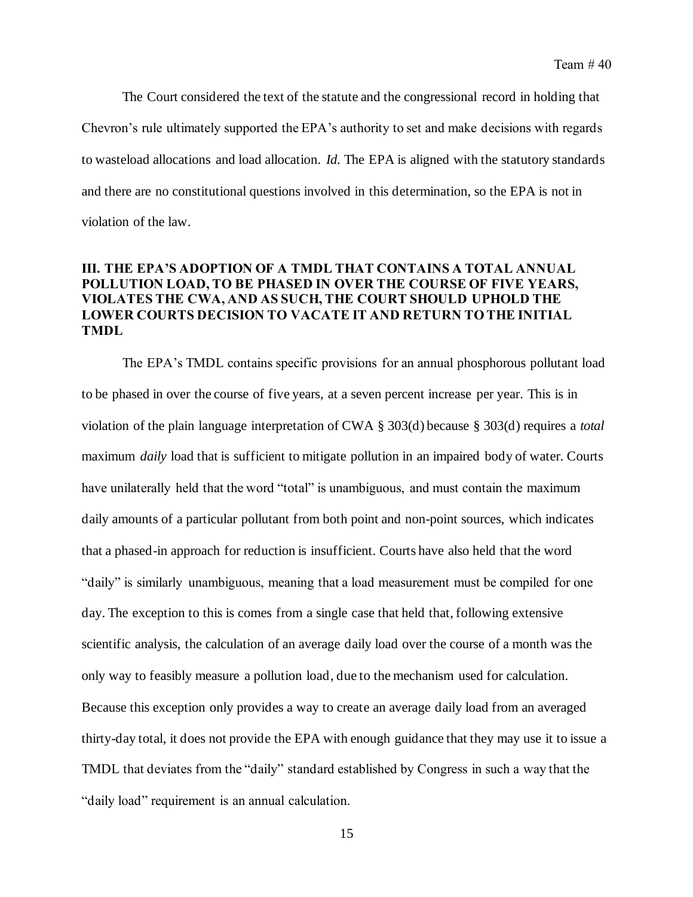The Court considered the text of the statute and the congressional record in holding that Chevron's rule ultimately supported the EPA's authority to set and make decisions with regards to wasteload allocations and load allocation. *Id.* The EPA is aligned with the statutory standards and there are no constitutional questions involved in this determination, so the EPA is not in violation of the law.

### III. THE EPA'S ADOPTION OF A TMDL THAT CONTAINS A TOTAL ANNUAL POLLUTION LOAD, TO BE PHASED IN OVER THE COURSE OF FIVE YEARS, VIOLATES THE CWA, AND AS SUCH, THE COURT SHOULD UPHOLD THE LOWER COURTS DECISION TO VACATE IT AND RETURN TO THE INITIAL TMDL

The EPA's TMDL contains specific provisions for an annual phosphorous pollutant load to be phased in over the course of five years, at a seven percent increase per year. This is in violation of the plain language interpretation of CWA § 303(d) because § 303(d) requires a *total* maximum *daily* load that is sufficient to mitigate pollution in an impaired body of water. Courts have unilaterally held that the word "total" is unambiguous, and must contain the maximum daily amounts of a particular pollutant from both point and non-point sources, which indicates that a phased-in approach for reduction is insufficient. Courts have also held that the word "daily" is similarly unambiguous, meaning that a load measurement must be compiled for one day. The exception to this is comes from a single case that held that, following extensive scientific analysis, the calculation of an average daily load over the course of a month was the only way to feasibly measure a pollution load, due to the mechanism used for calculation. Because this exception only provides a way to create an average daily load from an averaged thirty-day total, it does not provide the EPA with enough guidance that they may use it to issue a TMDL that deviates from the "daily" standard established by Congress in such a way that the "daily load" requirement is an annual calculation.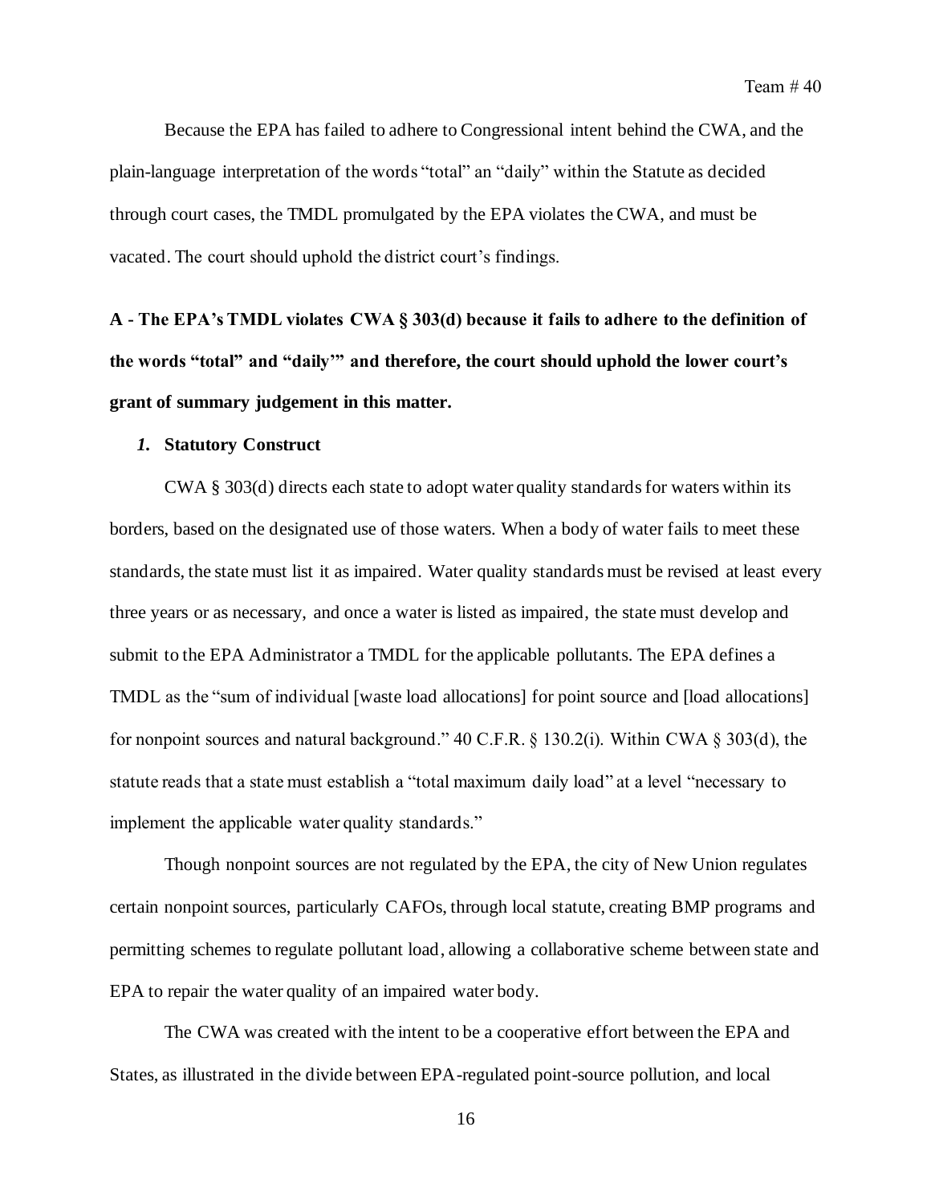Because the EPA has failed to adhere to Congressional intent behind the CWA, and the plain-language interpretation of the words "total" an "daily" within the Statute as decided through court cases, the TMDL promulgated by the EPA violates the CWA, and must be vacated. The court should uphold the district court's findings.

**A - The EPA's TMDL violates CWA § 303(d) because it fails to adhere to the definition of the words "total" and "daily'" and therefore, the court should uphold the lower court's grant of summary judgement in this matter.**

***1.* Statutory Construct**

CWA § 303(d) directs each state to adopt water quality standards for waters within its borders, based on the designated use of those waters. When a body of water fails to meet these standards, the state must list it as impaired. Water quality standards must be revised at least every three years or as necessary, and once a water is listed as impaired, the state must develop and submit to the EPA Administrator a TMDL for the applicable pollutants. The EPA defines a TMDL as the "sum of individual [waste load allocations] for point source and [load allocations] for nonpoint sources and natural background." 40 C.F.R. § 130.2(i). Within CWA § 303(d), the statute reads that a state must establish a "total maximum daily load" at a level "necessary to implement the applicable water quality standards."

Though nonpoint sources are not regulated by the EPA, the city of New Union regulates certain nonpoint sources, particularly CAFOs, through local statute, creating BMP programs and permitting schemes to regulate pollutant load, allowing a collaborative scheme between state and EPA to repair the water quality of an impaired water body.

The CWA was created with the intent to be a cooperative effort between the EPA and States, as illustrated in the divide between EPA-regulated point-source pollution, and local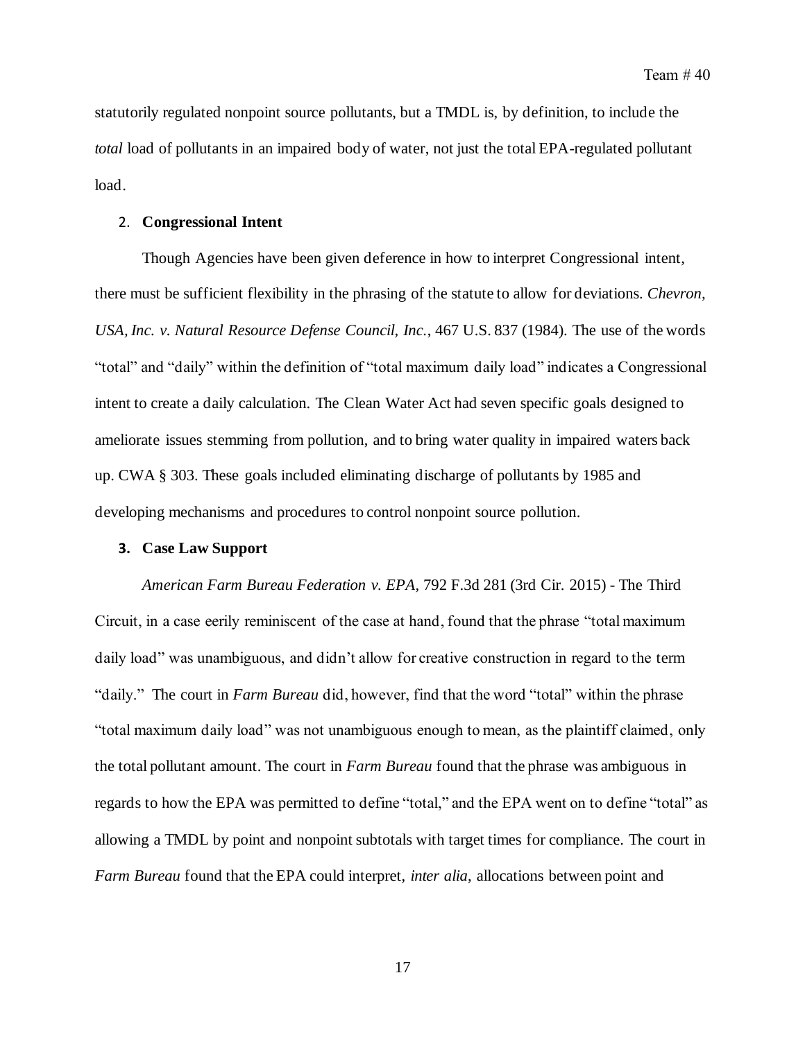statutorily regulated nonpoint source pollutants, but a TMDL is, by definition, to include the *total* load of pollutants in an impaired body of water, not just the total EPA-regulated pollutant load.

### 2. **Congressional Intent**

Though Agencies have been given deference in how to interpret Congressional intent, there must be sufficient flexibility in the phrasing of the statute to allow for deviations. *Chevron, USA, Inc. v. Natural Resource Defense Council, Inc.*, 467 U.S. 837 (1984). The use of the words "total" and "daily" within the definition of "total maximum daily load" indicates a Congressional intent to create a daily calculation. The Clean Water Act had seven specific goals designed to ameliorate issues stemming from pollution, and to bring water quality in impaired waters back up. CWA § 303. These goals included eliminating discharge of pollutants by 1985 and developing mechanisms and procedures to control nonpoint source pollution.

### 3. **Case Law Support**

*American Farm Bureau Federation v. EPA*, 792 F.3d 281 (3rd Cir. 2015) - The Third Circuit, in a case eerily reminiscent of the case at hand, found that the phrase "total maximum daily load" was unambiguous, and didn't allow for creative construction in regard to the term "daily." The court in *Farm Bureau* did, however, find that the word "total" within the phrase "total maximum daily load" was not unambiguous enough to mean, as the plaintiff claimed, only the total pollutant amount. The court in *Farm Bureau* found that the phrase was ambiguous in regards to how the EPA was permitted to define "total," and the EPA went on to define "total" as allowing a TMDL by point and nonpoint subtotals with target times for compliance. The court in *Farm Bureau* found that the EPA could interpret, *inter alia*, allocations between point and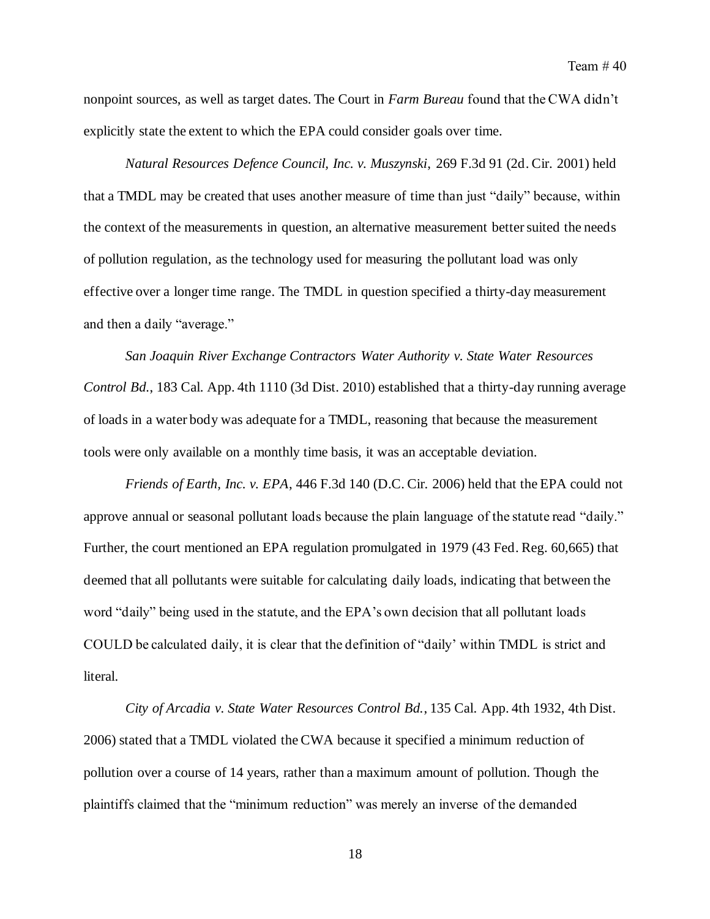nonpoint sources, as well as target dates. The Court in *Farm Bureau* found that the CWA didn't explicitly state the extent to which the EPA could consider goals over time.

*Natural Resources Defence Council, Inc. v. Muszynski*, 269 F.3d 91 (2d. Cir. 2001) held that a TMDL may be created that uses another measure of time than just "daily" because, within the context of the measurements in question, an alternative measurement better suited the needs of pollution regulation, as the technology used for measuring the pollutant load was only effective over a longer time range. The TMDL in question specified a thirty-day measurement and then a daily "average."

*San Joaquin River Exchange Contractors Water Authority v. State Water Resources Control Bd.*, 183 Cal. App. 4th 1110 (3d Dist. 2010) established that a thirty-day running average of loads in a water body was adequate for a TMDL, reasoning that because the measurement tools were only available on a monthly time basis, it was an acceptable deviation.

*Friends of Earth, Inc. v. EPA*, 446 F.3d 140 (D.C. Cir. 2006) held that the EPA could not approve annual or seasonal pollutant loads because the plain language of the statute read "daily." Further, the court mentioned an EPA regulation promulgated in 1979 (43 Fed. Reg. 60,665) that deemed that all pollutants were suitable for calculating daily loads, indicating that between the word "daily" being used in the statute, and the EPA's own decision that all pollutant loads COULD be calculated daily, it is clear that the definition of "daily' within TMDL is strict and literal.

*City of Arcadia v. State Water Resources Control Bd.*, 135 Cal. App. 4th 1932, 4th Dist. 2006) stated that a TMDL violated the CWA because it specified a minimum reduction of pollution over a course of 14 years, rather than a maximum amount of pollution. Though the plaintiffs claimed that the "minimum reduction" was merely an inverse of the demanded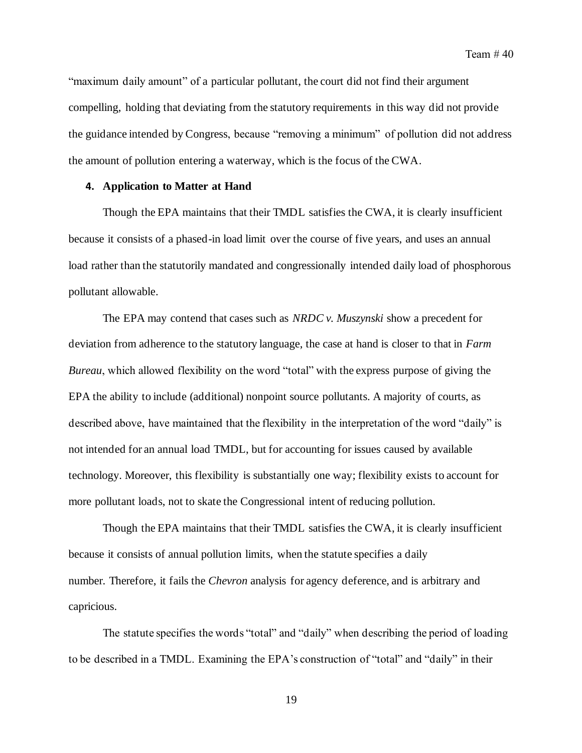"maximum daily amount" of a particular pollutant, the court did not find their argument compelling, holding that deviating from the statutory requirements in this way did not provide the guidance intended by Congress, because "removing a minimum" of pollution did not address the amount of pollution entering a waterway, which is the focus of the CWA.

**4. Application to Matter at Hand**

Though the EPA maintains that their TMDL satisfies the CWA, it is clearly insufficient because it consists of a phased-in load limit over the course of five years, and uses an annual load rather than the statutorily mandated and congressionally intended daily load of phosphorous pollutant allowable.

The EPA may contend that cases such as *NRDC v. Muszynski* show a precedent for deviation from adherence to the statutory language, the case at hand is closer to that in *Farm Bureau*, which allowed flexibility on the word "total" with the express purpose of giving the EPA the ability to include (additional) nonpoint source pollutants. A majority of courts, as described above, have maintained that the flexibility in the interpretation of the word "daily" is not intended for an annual load TMDL, but for accounting for issues caused by available technology. Moreover, this flexibility is substantially one way; flexibility exists to account for more pollutant loads, not to skate the Congressional intent of reducing pollution.

Though the EPA maintains that their TMDL satisfies the CWA, it is clearly insufficient because it consists of annual pollution limits, when the statute specifies a daily number. Therefore, it fails the *Chevron* analysis for agency deference, and is arbitrary and capricious.

The statute specifies the words "total" and "daily" when describing the period of loading to be described in a TMDL. Examining the EPA's construction of "total" and "daily" in their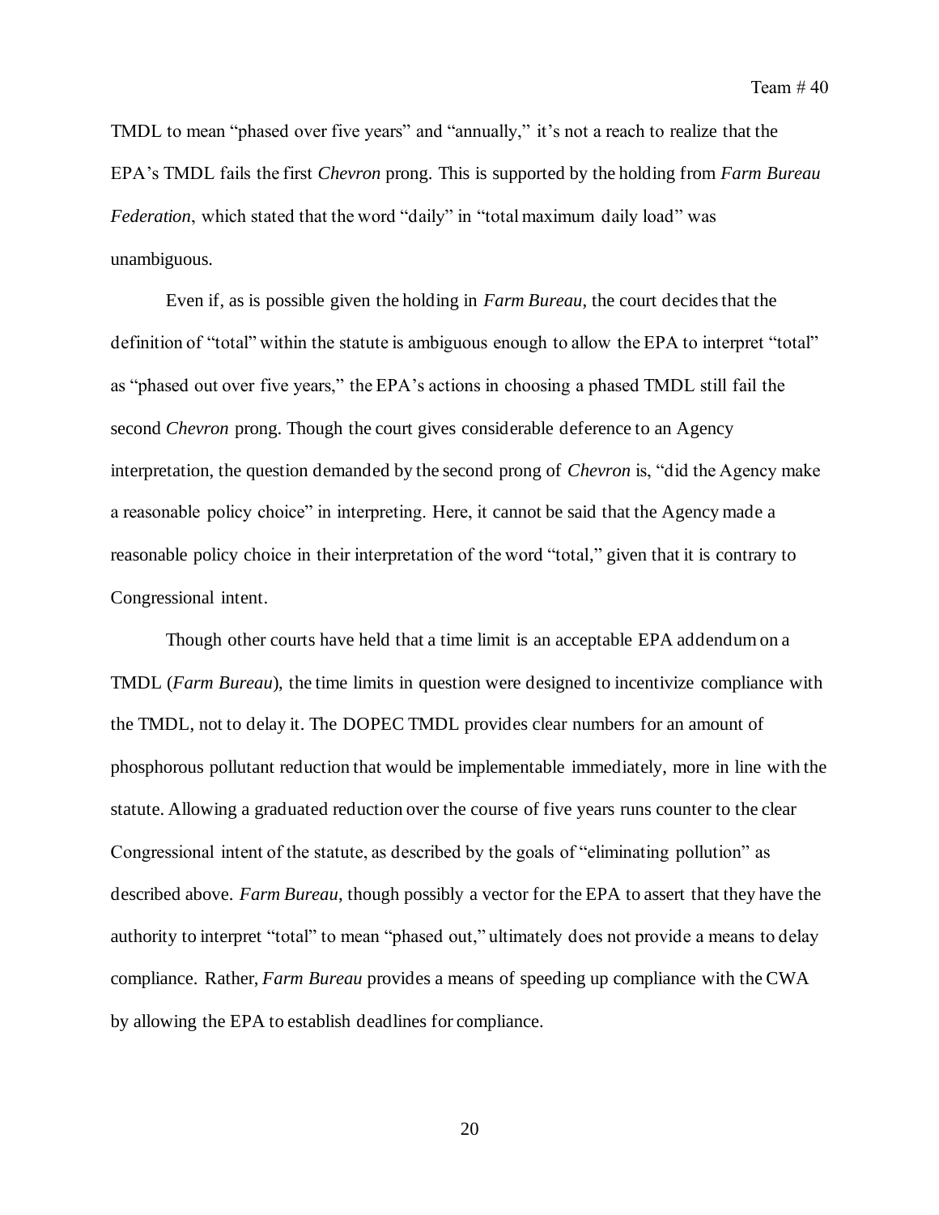TMDL to mean "phased over five years" and "annually," it's not a reach to realize that the EPA's TMDL fails the first *Chevron* prong. This is supported by the holding from *Farm Bureau Federation*, which stated that the word "daily" in "total maximum daily load" was unambiguous.

Even if, as is possible given the holding in *Farm Bureau*, the court decides that the definition of "total" within the statute is ambiguous enough to allow the EPA to interpret "total" as "phased out over five years," the EPA's actions in choosing a phased TMDL still fail the second *Chevron* prong. Though the court gives considerable deference to an Agency interpretation, the question demanded by the second prong of *Chevron* is, "did the Agency make a reasonable policy choice" in interpreting. Here, it cannot be said that the Agency made a reasonable policy choice in their interpretation of the word "total," given that it is contrary to Congressional intent.

Though other courts have held that a time limit is an acceptable EPA addendum on a TMDL (*Farm Bureau*), the time limits in question were designed to incentivize compliance with the TMDL, not to delay it. The DOPEC TMDL provides clear numbers for an amount of phosphorous pollutant reduction that would be implementable immediately, more in line with the statute. Allowing a graduated reduction over the course of five years runs counter to the clear Congressional intent of the statute, as described by the goals of "eliminating pollution" as described above. *Farm Bureau*, though possibly a vector for the EPA to assert that they have the authority to interpret "total" to mean "phased out," ultimately does not provide a means to delay compliance. Rather, *Farm Bureau* provides a means of speeding up compliance with the CWA by allowing the EPA to establish deadlines for compliance.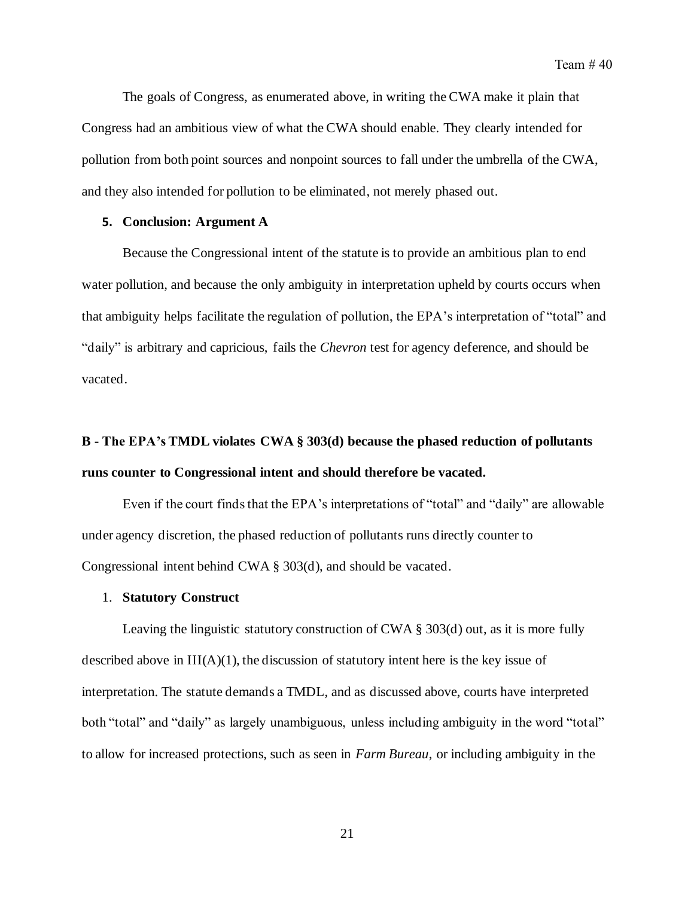The goals of Congress, as enumerated above, in writing the CWA make it plain that Congress had an ambitious view of what the CWA should enable. They clearly intended for pollution from both point sources and nonpoint sources to fall under the umbrella of the CWA, and they also intended for pollution to be eliminated, not merely phased out.

#### 5. Conclusion: Argument A

Because the Congressional intent of the statute is to provide an ambitious plan to end water pollution, and because the only ambiguity in interpretation upheld by courts occurs when that ambiguity helps facilitate the regulation of pollution, the EPA's interpretation of "total" and "daily" is arbitrary and capricious, fails the *Chevron* test for agency deference, and should be vacated.

### B - The EPA's TMDL violates CWA § 303(d) because the phased reduction of pollutants runs counter to Congressional intent and should therefore be vacated.

Even if the court finds that the EPA's interpretations of "total" and "daily" are allowable under agency discretion, the phased reduction of pollutants runs directly counter to Congressional intent behind CWA § 303(d), and should be vacated.

#### 1. Statutory Construct

Leaving the linguistic statutory construction of CWA § 303(d) out, as it is more fully described above in III(A)(1), the discussion of statutory intent here is the key issue of interpretation. The statute demands a TMDL, and as discussed above, courts have interpreted both "total" and "daily" as largely unambiguous, unless including ambiguity in the word "total" to allow for increased protections, such as seen in *Farm Bureau*, or including ambiguity in the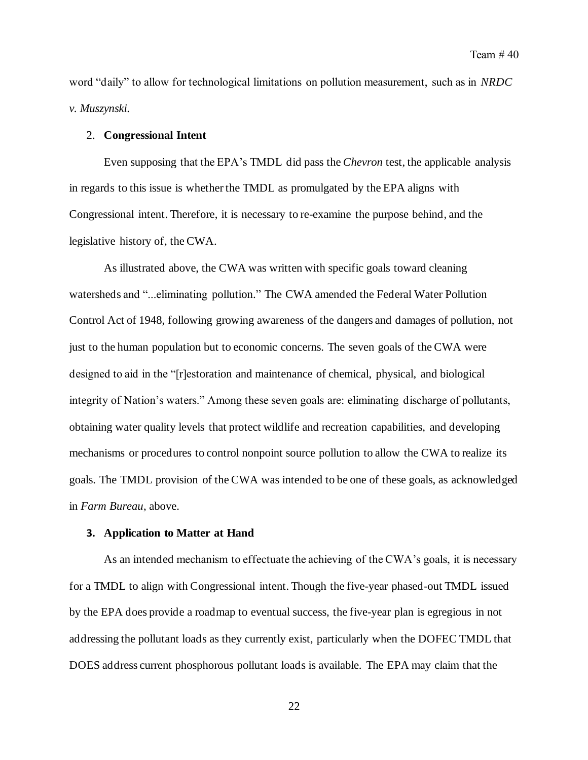word "daily" to allow for technological limitations on pollution measurement, such as in *NRDC v. Muszynski*.

2. **Congressional Intent**

Even supposing that the EPA's TMDL did pass the *Chevron* test, the applicable analysis in regards to this issue is whether the TMDL as promulgated by the EPA aligns with Congressional intent. Therefore, it is necessary to re-examine the purpose behind, and the legislative history of, the CWA.

As illustrated above, the CWA was written with specific goals toward cleaning watersheds and "...eliminating pollution." The CWA amended the Federal Water Pollution Control Act of 1948, following growing awareness of the dangers and damages of pollution, not just to the human population but to economic concerns. The seven goals of the CWA were designed to aid in the "[r]estoration and maintenance of chemical, physical, and biological integrity of Nation's waters." Among these seven goals are: eliminating discharge of pollutants, obtaining water quality levels that protect wildlife and recreation capabilities, and developing mechanisms or procedures to control nonpoint source pollution to allow the CWA to realize its goals. The TMDL provision of the CWA was intended to be one of these goals, as acknowledged in *Farm Bureau*, above.

3. **Application to Matter at Hand**

As an intended mechanism to effectuate the achieving of the CWA's goals, it is necessary for a TMDL to align with Congressional intent. Though the five-year phased-out TMDL issued by the EPA does provide a roadmap to eventual success, the five-year plan is egregious in not addressing the pollutant loads as they currently exist, particularly when the DOFEC TMDL that DOES address current phosphorous pollutant loads is available. The EPA may claim that the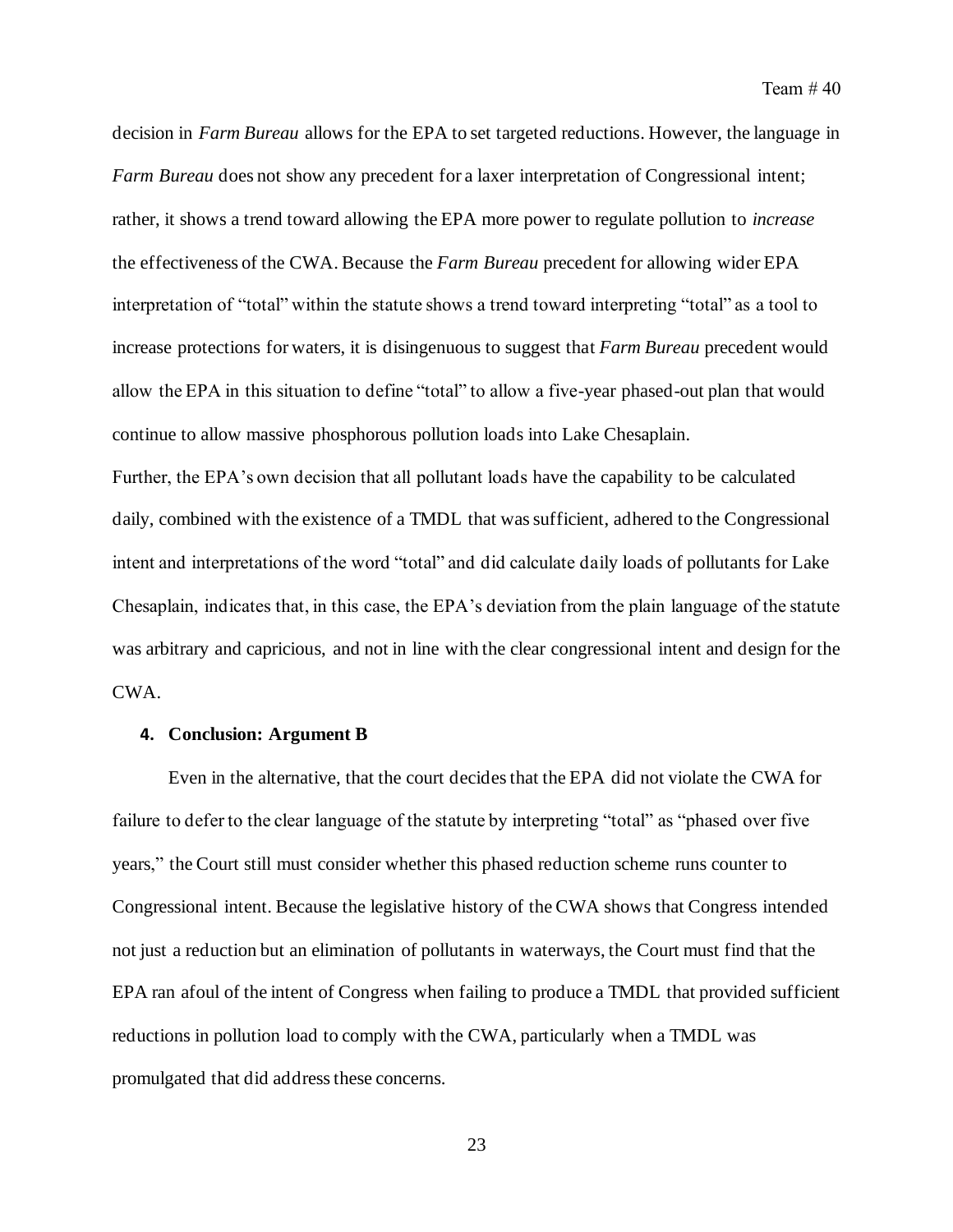decision in *Farm Bureau* allows for the EPA to set targeted reductions. However, the language in *Farm Bureau* does not show any precedent for a laxer interpretation of Congressional intent; rather, it shows a trend toward allowing the EPA more power to regulate pollution to *increase* the effectiveness of the CWA. Because the *Farm Bureau* precedent for allowing wider EPA interpretation of "total" within the statute shows a trend toward interpreting "total" as a tool to increase protections for waters, it is disingenuous to suggest that *Farm Bureau* precedent would allow the EPA in this situation to define "total" to allow a five-year phased-out plan that would continue to allow massive phosphorous pollution loads into Lake Chesaplain.

Further, the EPA's own decision that all pollutant loads have the capability to be calculated daily, combined with the existence of a TMDL that was sufficient, adhered to the Congressional intent and interpretations of the word "total" and did calculate daily loads of pollutants for Lake Chesaplain, indicates that, in this case, the EPA's deviation from the plain language of the statute was arbitrary and capricious, and not in line with the clear congressional intent and design for the CWA.

**4. Conclusion: Argument B**

Even in the alternative, that the court decides that the EPA did not violate the CWA for failure to defer to the clear language of the statute by interpreting "total" as "phased over five years," the Court still must consider whether this phased reduction scheme runs counter to Congressional intent. Because the legislative history of the CWA shows that Congress intended not just a reduction but an elimination of pollutants in waterways, the Court must find that the EPA ran afoul of the intent of Congress when failing to produce a TMDL that provided sufficient reductions in pollution load to comply with the CWA, particularly when a TMDL was promulgated that did address these concerns.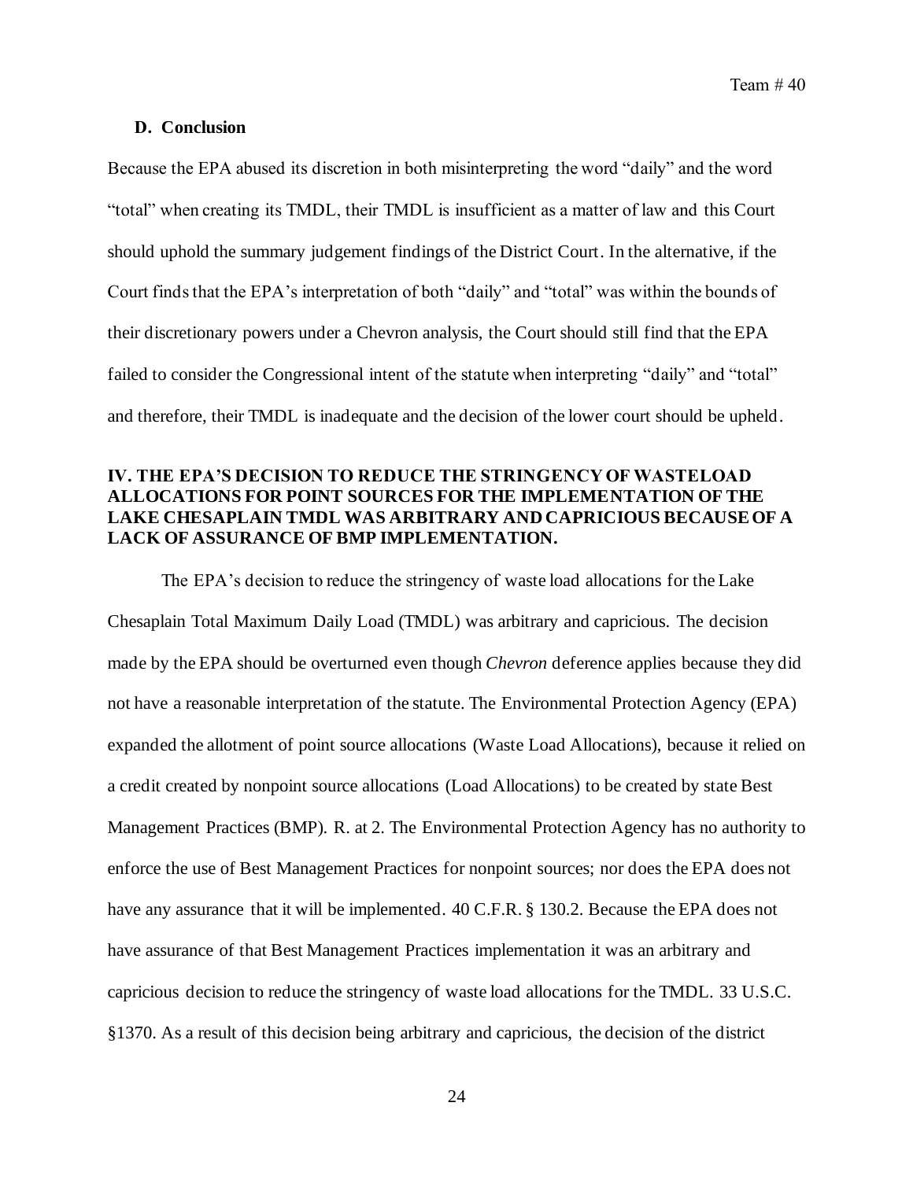### D. Conclusion

Because the EPA abused its discretion in both misinterpreting the word "daily" and the word "total" when creating its TMDL, their TMDL is insufficient as a matter of law and this Court should uphold the summary judgement findings of the District Court. In the alternative, if the Court finds that the EPA's interpretation of both "daily" and "total" was within the bounds of their discretionary powers under a Chevron analysis, the Court should still find that the EPA failed to consider the Congressional intent of the statute when interpreting "daily" and "total" and therefore, their TMDL is inadequate and the decision of the lower court should be upheld.

## IV. THE EPA'S DECISION TO REDUCE THE STRINGENCY OF WASTELOAD ALLOCATIONS FOR POINT SOURCES FOR THE IMPLEMENTATION OF THE LAKE CHESAPLAIN TMDL WAS ARBITRARY AND CAPRICIOUS BECAUSE OF A LACK OF ASSURANCE OF BMP IMPLEMENTATION.

The EPA's decision to reduce the stringency of waste load allocations for the Lake Chesaplain Total Maximum Daily Load (TMDL) was arbitrary and capricious. The decision made by the EPA should be overturned even though *Chevron* deference applies because they did not have a reasonable interpretation of the statute. The Environmental Protection Agency (EPA) expanded the allotment of point source allocations (Waste Load Allocations), because it relied on a credit created by nonpoint source allocations (Load Allocations) to be created by state Best Management Practices (BMP). R. at 2. The Environmental Protection Agency has no authority to enforce the use of Best Management Practices for nonpoint sources; nor does the EPA does not have any assurance that it will be implemented. 40 C.F.R. § 130.2. Because the EPA does not have assurance of that Best Management Practices implementation it was an arbitrary and capricious decision to reduce the stringency of waste load allocations for the TMDL. 33 U.S.C. §1370. As a result of this decision being arbitrary and capricious, the decision of the district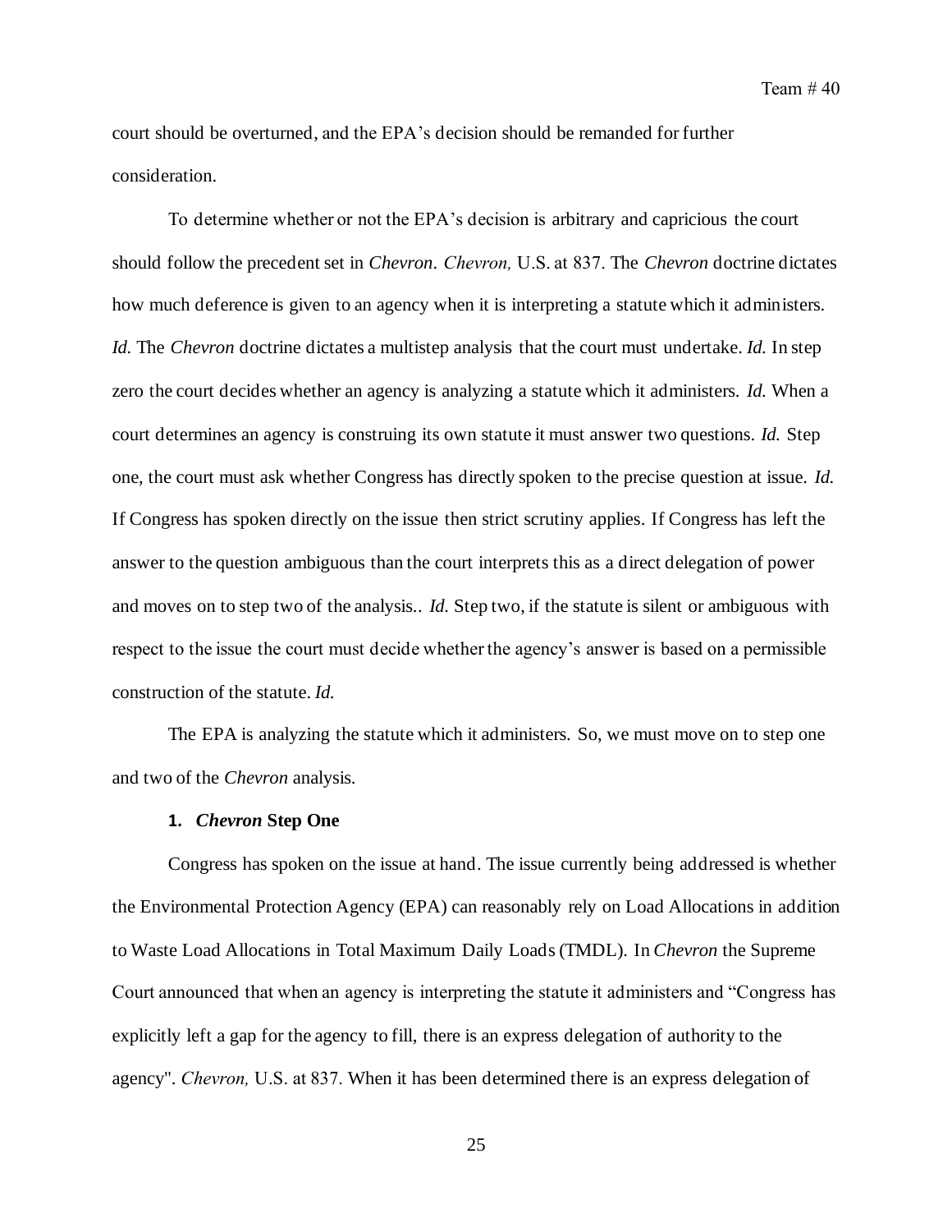court should be overturned, and the EPA's decision should be remanded for further consideration.

To determine whether or not the EPA's decision is arbitrary and capricious the court should follow the precedent set in *Chevron*. *Chevron,* U.S. at 837. The *Chevron* doctrine dictates how much deference is given to an agency when it is interpreting a statute which it administers. *Id.* The *Chevron* doctrine dictates a multistep analysis that the court must undertake. *Id.* In step zero the court decides whether an agency is analyzing a statute which it administers. *Id.* When a court determines an agency is construing its own statute it must answer two questions. *Id.* Step one, the court must ask whether Congress has directly spoken to the precise question at issue. *Id.* If Congress has spoken directly on the issue then strict scrutiny applies. If Congress has left the answer to the question ambiguous than the court interprets this as a direct delegation of power and moves on to step two of the analysis.. *Id.* Step two, if the statute is silent or ambiguous with respect to the issue the court must decide whether the agency's answer is based on a permissible construction of the statute. *Id.*

The EPA is analyzing the statute which it administers. So, we must move on to step one and two of the *Chevron* analysis.

**1. *Chevron* Step One**

Congress has spoken on the issue at hand. The issue currently being addressed is whether the Environmental Protection Agency (EPA) can reasonably rely on Load Allocations in addition to Waste Load Allocations in Total Maximum Daily Loads (TMDL). In *Chevron* the Supreme Court announced that when an agency is interpreting the statute it administers and "Congress has explicitly left a gap for the agency to fill, there is an express delegation of authority to the agency". *Chevron,* U.S. at 837. When it has been determined there is an express delegation of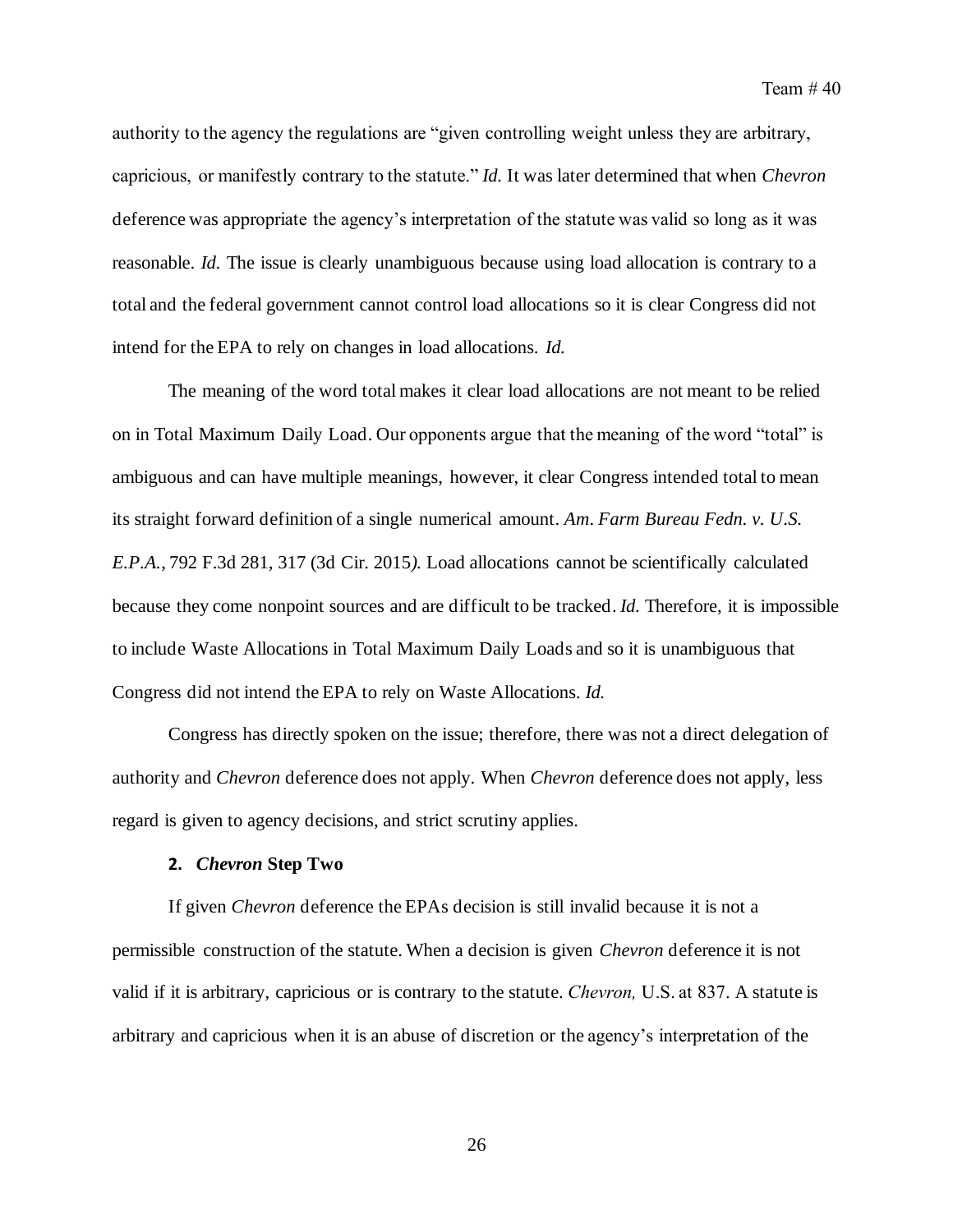authority to the agency the regulations are "given controlling weight unless they are arbitrary, capricious, or manifestly contrary to the statute." *Id.* It was later determined that when *Chevron* deference was appropriate the agency's interpretation of the statute was valid so long as it was reasonable. *Id.* The issue is clearly unambiguous because using load allocation is contrary to a total and the federal government cannot control load allocations so it is clear Congress did not intend for the EPA to rely on changes in load allocations. *Id.*

The meaning of the word total makes it clear load allocations are not meant to be relied on in Total Maximum Daily Load. Our opponents argue that the meaning of the word "total" is ambiguous and can have multiple meanings, however, it clear Congress intended total to mean its straight forward definition of a single numerical amount. *Am. Farm Bureau Fedn. v. U.S. E.P.A.*, 792 F.3d 281, 317 (3d Cir. 2015*).* Load allocations cannot be scientifically calculated because they come nonpoint sources and are difficult to be tracked. *Id.* Therefore, it is impossible to include Waste Allocations in Total Maximum Daily Loads and so it is unambiguous that Congress did not intend the EPA to rely on Waste Allocations. *Id.*

Congress has directly spoken on the issue; therefore, there was not a direct delegation of authority and *Chevron* deference does not apply. When *Chevron* deference does not apply, less regard is given to agency decisions, and strict scrutiny applies.

**2. *Chevron* Step Two**

If given *Chevron* deference the EPAs decision is still invalid because it is not a permissible construction of the statute. When a decision is given *Chevron* deference it is not valid if it is arbitrary, capricious or is contrary to the statute. *Chevron,* U.S. at 837. A statute is arbitrary and capricious when it is an abuse of discretion or the agency's interpretation of the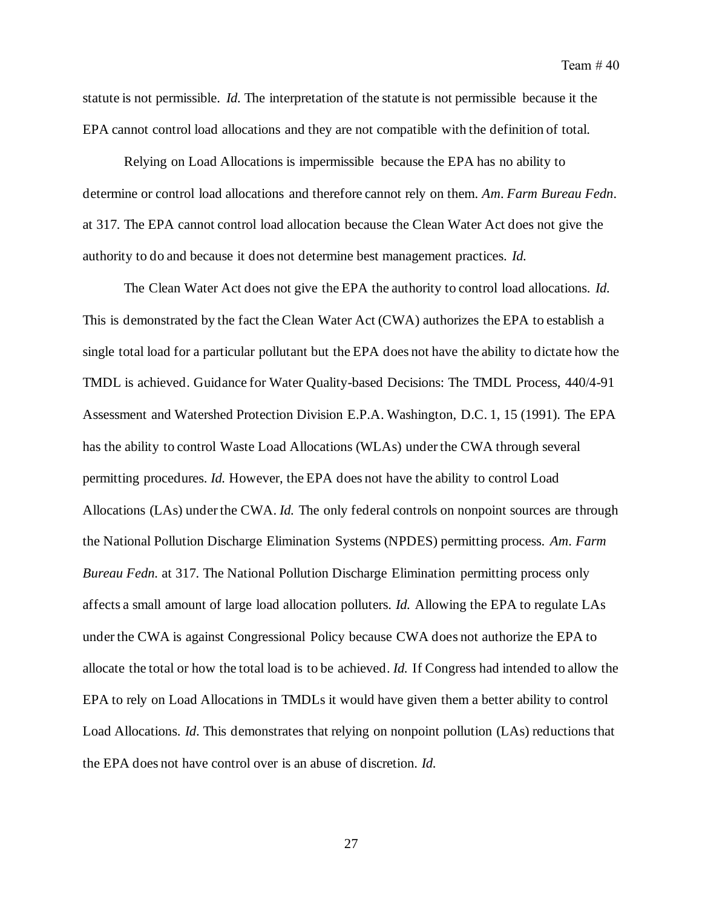statute is not permissible. *Id.* The interpretation of the statute is not permissible because it the EPA cannot control load allocations and they are not compatible with the definition of total.

Relying on Load Allocations is impermissible because the EPA has no ability to determine or control load allocations and therefore cannot rely on them. *Am. Farm Bureau Fedn.* at 317. The EPA cannot control load allocation because the Clean Water Act does not give the authority to do and because it does not determine best management practices. *Id.*

The Clean Water Act does not give the EPA the authority to control load allocations. *Id.* This is demonstrated by the fact the Clean Water Act (CWA) authorizes the EPA to establish a single total load for a particular pollutant but the EPA does not have the ability to dictate how the TMDL is achieved. Guidance for Water Quality-based Decisions: The TMDL Process, 440/4-91 Assessment and Watershed Protection Division E.P.A. Washington, D.C. 1, 15 (1991). The EPA has the ability to control Waste Load Allocations (WLAs) under the CWA through several permitting procedures. *Id.* However, the EPA does not have the ability to control Load Allocations (LAs) under the CWA. *Id.* The only federal controls on nonpoint sources are through the National Pollution Discharge Elimination Systems (NPDES) permitting process. *Am. Farm Bureau Fedn.* at 317. The National Pollution Discharge Elimination permitting process only affects a small amount of large load allocation polluters. *Id.* Allowing the EPA to regulate LAs under the CWA is against Congressional Policy because CWA does not authorize the EPA to allocate the total or how the total load is to be achieved. *Id.* If Congress had intended to allow the EPA to rely on Load Allocations in TMDLs it would have given them a better ability to control Load Allocations. *Id.* This demonstrates that relying on nonpoint pollution (LAs) reductions that the EPA does not have control over is an abuse of discretion. *Id.*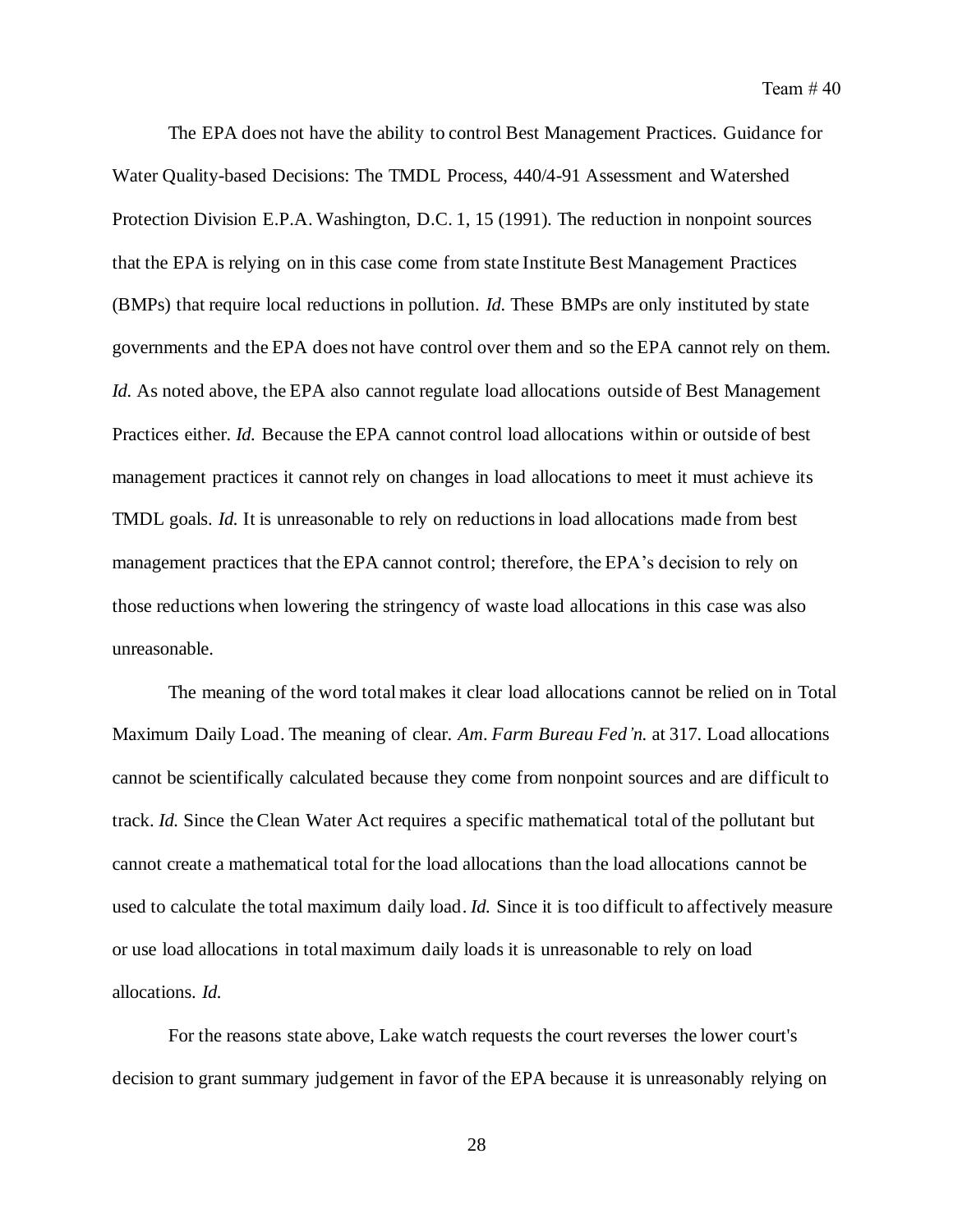The EPA does not have the ability to control Best Management Practices. Guidance for Water Quality-based Decisions: The TMDL Process, 440/4-91 Assessment and Watershed Protection Division E.P.A. Washington, D.C. 1, 15 (1991). The reduction in nonpoint sources that the EPA is relying on in this case come from state Institute Best Management Practices (BMPs) that require local reductions in pollution. *Id.* These BMPs are only instituted by state governments and the EPA does not have control over them and so the EPA cannot rely on them. *Id.* As noted above, the EPA also cannot regulate load allocations outside of Best Management Practices either. *Id.* Because the EPA cannot control load allocations within or outside of best management practices it cannot rely on changes in load allocations to meet it must achieve its TMDL goals. *Id.* It is unreasonable to rely on reductions in load allocations made from best management practices that the EPA cannot control; therefore, the EPA's decision to rely on those reductions when lowering the stringency of waste load allocations in this case was also unreasonable.

The meaning of the word total makes it clear load allocations cannot be relied on in Total Maximum Daily Load. The meaning of clear. *Am. Farm Bureau Fed'n.* at 317. Load allocations cannot be scientifically calculated because they come from nonpoint sources and are difficult to track. *Id.* Since the Clean Water Act requires a specific mathematical total of the pollutant but cannot create a mathematical total for the load allocations than the load allocations cannot be used to calculate the total maximum daily load. *Id.* Since it is too difficult to affectively measure or use load allocations in total maximum daily loads it is unreasonable to rely on load allocations. *Id.*

For the reasons state above, Lake watch requests the court reverses the lower court's decision to grant summary judgement in favor of the EPA because it is unreasonably relying on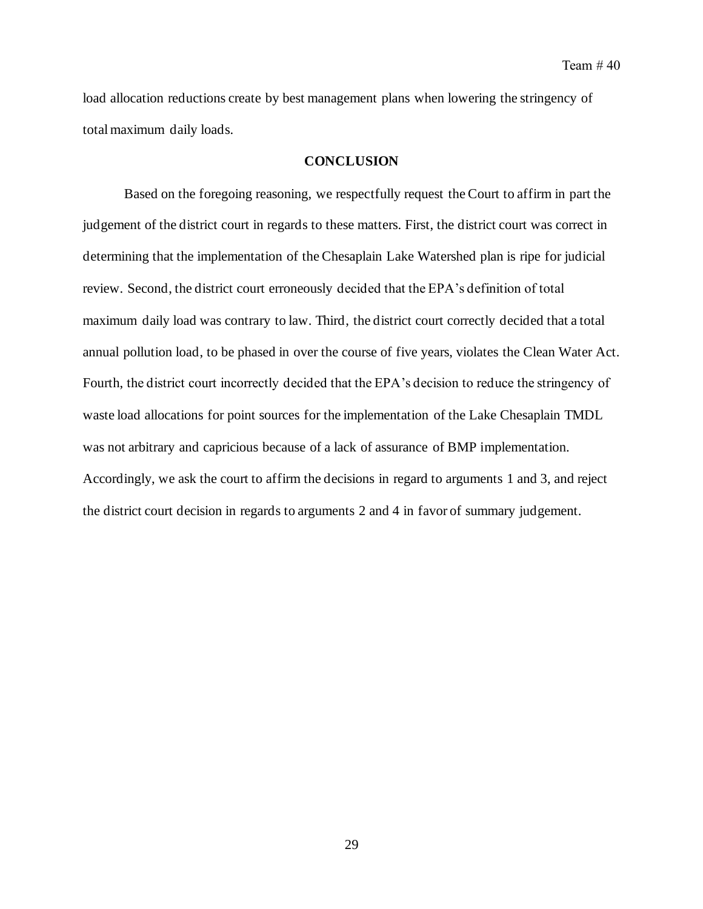load allocation reductions create by best management plans when lowering the stringency of total maximum daily loads.

## CONCLUSION

Based on the foregoing reasoning, we respectfully request the Court to affirm in part the judgement of the district court in regards to these matters. First, the district court was correct in determining that the implementation of the Chesaplain Lake Watershed plan is ripe for judicial review. Second, the district court erroneously decided that the EPA's definition of total maximum daily load was contrary to law. Third, the district court correctly decided that a total annual pollution load, to be phased in over the course of five years, violates the Clean Water Act. Fourth, the district court incorrectly decided that the EPA's decision to reduce the stringency of waste load allocations for point sources for the implementation of the Lake Chesaplain TMDL was not arbitrary and capricious because of a lack of assurance of BMP implementation. Accordingly, we ask the court to affirm the decisions in regard to arguments 1 and 3, and reject the district court decision in regards to arguments 2 and 4 in favor of summary judgement.